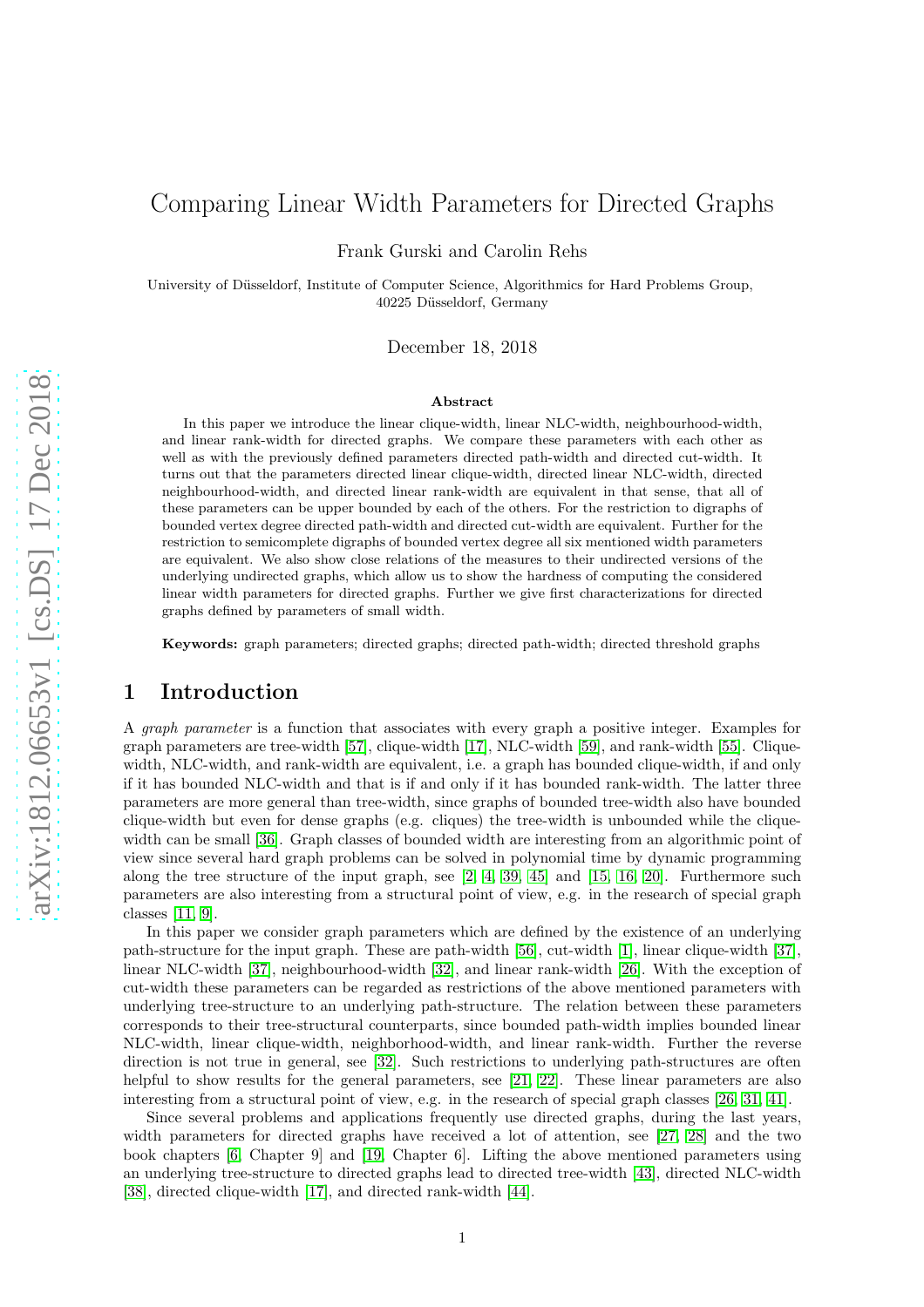# Comparing Linear Width Parameters for Directed Graphs

Frank Gurski and Carolin Rehs

University of Düsseldorf, Institute of Computer Science, Algorithmics for Hard Problems Group, 40225 Düsseldorf, Germany

December 18, 2018

## Abstract

In this paper we introduce the linear clique-width, linear NLC-width, neighbourhood-width, and linear rank-width for directed graphs. We compare these parameters with each other as well as with the previously defined parameters directed path-width and directed cut-width. It turns out that the parameters directed linear clique-width, directed linear NLC-width, directed neighbourhood-width, and directed linear rank-width are equivalent in that sense, that all of these parameters can be upper bounded by each of the others. For the restriction to digraphs of bounded vertex degree directed path-width and directed cut-width are equivalent. Further for the restriction to semicomplete digraphs of bounded vertex degree all six mentioned width parameters are equivalent. We also show close relations of the measures to their undirected versions of the underlying undirected graphs, which allow us to show the hardness of computing the considered linear width parameters for directed graphs. Further we give first characterizations for directed graphs defined by parameters of small width.

**Keywords:** graph parameters; directed graphs; directed path-width; directed threshold graphs

## 1 Introduction

A *graph parameter* is a function that associates with every graph a positive integer. Examples for graph parameters are tree-width [57], clique-width [17], NLC-width [59], and rank-width [55]. Clique-width, NLC-width, and rank-width are equivalent, i.e. a graph has bounded clique-width, if and only if it has bounded NLC-width and that is if and only if it has bounded rank-width. The latter three parameters are more general than tree-width, since graphs of bounded tree-width also have bounded clique-width but even for dense graphs (e.g. cliques) the tree-width is unbounded while the clique-width can be small [36]. Graph classes of bounded width are interesting from an algorithmic point of view since several hard graph problems can be solved in polynomial time by dynamic programming along the tree structure of the input graph, see [2, 4, 39, 45] and [15, 16, 20]. Furthermore such parameters are also interesting from a structural point of view, e.g. in the research of special graph classes [11, 9].

In this paper we consider graph parameters which are defined by the existence of an underlying path-structure for the input graph. These are path-width [56], cut-width [1], linear clique-width [37], linear NLC-width [37], neighbourhood-width [32], and linear rank-width [26]. With the exception of cut-width these parameters can be regarded as restrictions of the above mentioned parameters with underlying tree-structure to an underlying path-structure. The relation between these parameters corresponds to their tree-structural counterparts, since bounded path-width implies bounded linear NLC-width, linear clique-width, neighborhood-width, and linear rank-width. Further the reverse direction is not true in general, see [32]. Such restrictions to underlying path-structures are often helpful to show results for the general parameters, see [21, 22]. These linear parameters are also interesting from a structural point of view, e.g. in the research of special graph classes [26, 31, 41].

Since several problems and applications frequently use directed graphs, during the last years, width parameters for directed graphs have received a lot of attention, see [27, 28] and the two book chapters [6, Chapter 9] and [19, Chapter 6]. Lifting the above mentioned parameters using an underlying tree-structure to directed graphs lead to directed tree-width [43], directed NLC-width [38], directed clique-width [17], and directed rank-width [44].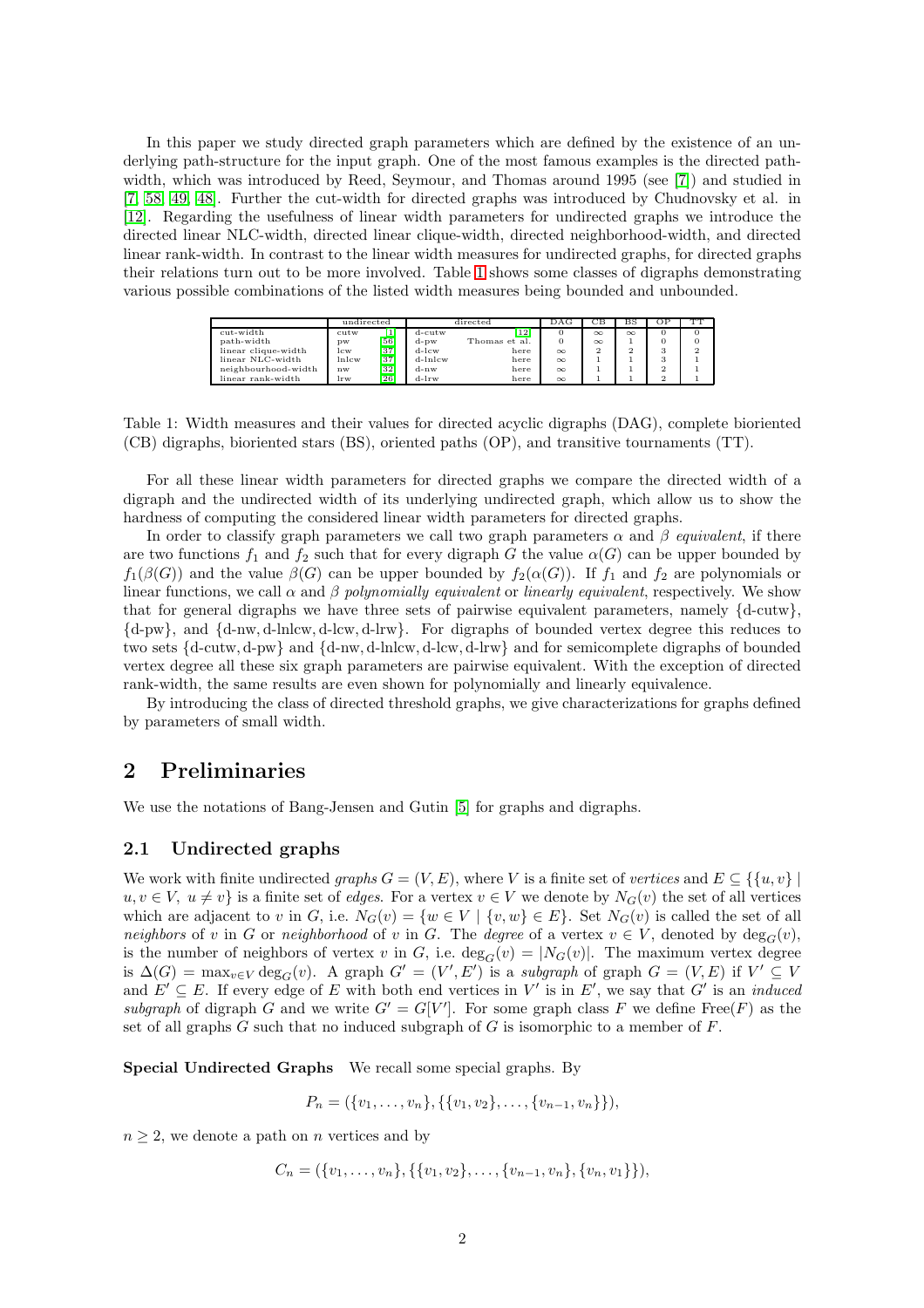In this paper we study directed graph parameters which are defined by the existence of an underlying path-structure for the input graph. One of the most famous examples is the directed path-width, which was introduced by Reed, Seymour, and Thomas around 1995 (see [7]) and studied in [7, 58, 49, 48]. Further the cut-width for directed graphs was introduced by Chudnovsky et al. in [12]. Regarding the usefulness of linear width parameters for undirected graphs we introduce the directed linear NLC-width, directed linear clique-width, directed neighborhood-width, and directed linear rank-width. In contrast to the linear width measures for undirected graphs, for directed graphs their relations turn out to be more involved. Table 1 shows some classes of digraphs demonstrating various possible combinations of the listed width measures being bounded and unbounded.

| | undirected | | directed | | DAG | CB | BS | OP | TT |
|---|---|---|---|---|---|---|---|---|---|
| cut-width | cutw | [1] | d-cutw | [12] | 0 | $\infty$ | $\infty$ | 0 | 0 |
| path-width | pw | [56] | d-pw | Thomas et al. | 0 | $\infty$ | 1 | 0 | 0 |
| linear clique-width | lcw | [37] | d-lcw | here | $\infty$ | 2 | 2 | 3 | 2 |
| linear NLC-width | lnlcw | [37] | d-lnlcw | here | $\infty$ | 1 | 1 | 3 | 1 |
| neighbourhood-width | nw | [32] | d-nw | here | $\infty$ | 1 | 1 | 2 | 1 |
| linear rank-width | lrw | [26] | d-lrw | here | $\infty$ | 1 | 1 | 2 | 1 |

Table 1: Width measures and their values for directed acyclic digraphs (DAG), complete bioriented (CB) digraphs, bioriented stars (BS), oriented paths (OP), and transitive tournaments (TT).

For all these linear width parameters for directed graphs we compare the directed width of a digraph and the undirected width of its underlying undirected graph, which allow us to show the hardness of computing the considered linear width parameters for directed graphs.

In order to classify graph parameters we call two graph parameters $\alpha$ and $\beta$ *equivalent*, if there are two functions $f_1$ and $f_2$ such that for every digraph $G$ the value $\alpha(G)$ can be upper bounded by $f_1(\beta(G))$ and the value $\beta(G)$ can be upper bounded by $f_2(\alpha(G))$. If $f_1$ and $f_2$ are polynomials or linear functions, we call $\alpha$ and $\beta$ *polynomially equivalent* or *linearly equivalent*, respectively. We show that for general digraphs we have three sets of pairwise equivalent parameters, namely {d-cutw}, {d-pw}, and {d-nw, d-lnlcw, d-lcw, d-lrw}. For digraphs of bounded vertex degree this reduces to two sets {d-cutw, d-pw} and {d-nw, d-lnlcw, d-lcw, d-lrw} and for semicomplete digraphs of bounded vertex degree all these six graph parameters are pairwise equivalent. With the exception of directed rank-width, the same results are even shown for polynomially and linearly equivalence.

By introducing the class of directed threshold graphs, we give characterizations for graphs defined by parameters of small width.

## 2 Preliminaries

We use the notations of Bang-Jensen and Gutin [5] for graphs and digraphs.

### 2.1 Undirected graphs

We work with finite undirected *graphs* $G = (V, E)$, where $V$ is a finite set of *vertices* and $E \subseteq \{\{u, v\} \mid u, v \in V,\ u \neq v\}$ is a finite set of *edges*. For a vertex $v \in V$ we denote by $N_G(v)$ the set of all vertices which are adjacent to $v$ in $G$, i.e. $N_G(v) = \{w \in V \mid \{v, w\} \in E\}$. Set $N_G(v)$ is called the set of all *neighbors* of $v$ in $G$ or *neighborhood* of $v$ in $G$. The *degree* of a vertex $v \in V$, denoted by $\deg_G(v)$, is the number of neighbors of vertex $v$ in $G$, i.e. $\deg_G(v) = |N_G(v)|$. The maximum vertex degree is $\Delta(G) = \max_{v \in V} \deg_G(v)$. A graph $G' = (V', E')$ is a *subgraph* of graph $G = (V, E)$ if $V' \subseteq V$ and $E' \subseteq E$. If every edge of $E$ with both end vertices in $V'$ is in $E'$, we say that $G'$ is an *induced subgraph* of digraph $G$ and we write $G' = G[V']$. For some graph class $F$ we define Free($F$) as the set of all graphs $G$ such that no induced subgraph of $G$ is isomorphic to a member of $F$.

**Special Undirected Graphs** We recall some special graphs. By

$$P_n = (\{v_1, \ldots, v_n\}, \{\{v_1, v_2\}, \ldots, \{v_{n-1}, v_n\}\}),$$

$n \geq 2$, we denote a path on $n$ vertices and by

$$C_n = (\{v_1, \ldots, v_n\}, \{\{v_1, v_2\}, \ldots, \{v_{n-1}, v_n\}, \{v_n, v_1\}\}),$$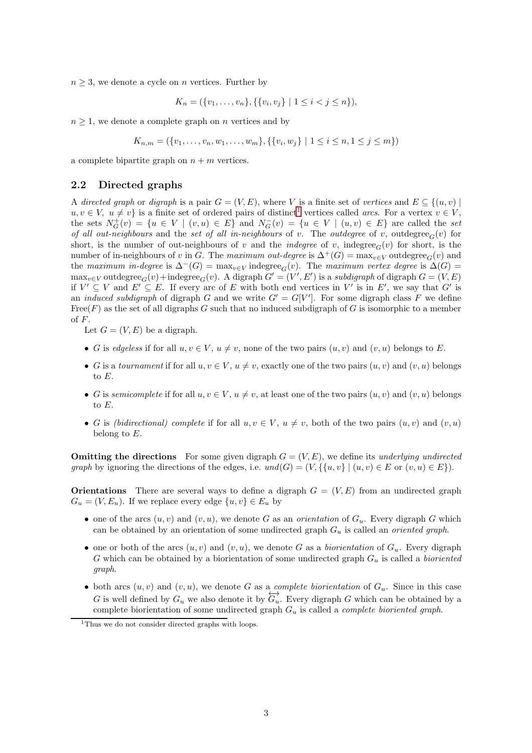$n \geq 3$, we denote a cycle on $n$ vertices. Further by

$$K_n = (\{v_1, \dots, v_n\}, \{\{v_i, v_j\} \mid 1 \leq i < j \leq n\}),$$

$n \geq 1$, we denote a complete graph on $n$ vertices and by

$$K_{n,m} = (\{v_1, \dots, v_n, w_1, \dots, w_m\}, \{\{v_i, w_j\} \mid 1 \leq i \leq n, 1 \leq j \leq m\})$$

a complete bipartite graph on $n + m$ vertices.

### 2.2 Directed graphs

A *directed graph* or *digraph* is a pair $G = (V, E)$, where $V$ is a finite set of *vertices* and $E \subseteq \{(u, v) \mid u, v \in V,\ u \neq v\}$ is a finite set of ordered pairs of distinct[1] vertices called *arcs*. For a vertex $v \in V$, the sets $N_G^+(v) = \{u \in V \mid (v, u) \in E\}$ and $N_G^-(v) = \{u \in V \mid (u, v) \in E\}$ are called the *set of all out-neighbours* and the *set of all in-neighbours* of $v$. The *outdegree* of $v$, $\text{outdegree}_G(v)$ for short, is the number of out-neighbours of $v$ and the *indegree* of $v$, $\text{indegree}_G(v)$ for short, is the number of in-neighbours of $v$ in $G$. The *maximum out-degree* is $\Delta^+(G) = \max_{v \in V} \text{outdegree}_G(v)$ and the *maximum in-degree* is $\Delta^-(G) = \max_{v \in V} \text{indegree}_G(v)$. The *maximum vertex degree* is $\Delta(G) = \max_{v \in V} \text{outdegree}_G(v) + \text{indegree}_G(v)$. A digraph $G' = (V', E')$ is a *subdigraph* of digraph $G = (V, E)$ if $V' \subseteq V$ and $E' \subseteq E$. If every arc of $E$ with both end vertices in $V'$ is in $E'$, we say that $G'$ is an *induced subdigraph* of digraph $G$ and we write $G' = G[V']$. For some digraph class $F$ we define $\text{Free}(F)$ as the set of all digraphs $G$ such that no induced subdigraph of $G$ is isomorphic to a member of $F$.

Let $G = (V, E)$ be a digraph.

- $G$ is *edgeless* if for all $u, v \in V$, $u \neq v$, none of the two pairs $(u, v)$ and $(v, u)$ belongs to $E$.
- $G$ is a *tournament* if for all $u, v \in V$, $u \neq v$, exactly one of the two pairs $(u, v)$ and $(v, u)$ belongs to $E$.
- $G$ is *semicomplete* if for all $u, v \in V$, $u \neq v$, at least one of the two pairs $(u, v)$ and $(v, u)$ belongs to $E$.
- $G$ is *(bidirectional) complete* if for all $u, v \in V$, $u \neq v$, both of the two pairs $(u, v)$ and $(v, u)$ belong to $E$.

**Omitting the directions** For some given digraph $G = (V, E)$, we define its *underlying undirected graph* by ignoring the directions of the edges, i.e. $und(G) = (V, \{\{u, v\} \mid (u, v) \in E \text{ or } (v, u) \in E\})$.

**Orientations** There are several ways to define a digraph $G = (V, E)$ from an undirected graph $G_u = (V, E_u)$. If we replace every edge $\{u, v\} \in E_u$ by

- one of the arcs $(u, v)$ and $(v, u)$, we denote $G$ as an *orientation* of $G_u$. Every digraph $G$ which can be obtained by an orientation of some undirected graph $G_u$ is called an *oriented graph*.
- one or both of the arcs $(u, v)$ and $(v, u)$, we denote $G$ as a *biorientation* of $G_u$. Every digraph $G$ which can be obtained by a biorientation of some undirected graph $G_u$ is called a *bioriented graph*.
- both arcs $(u, v)$ and $(v, u)$, we denote $G$ as a *complete biorientation* of $G_u$. Since in this case $G$ is well defined by $G_u$ we also denote it by $\overleftrightarrow{G_u}$. Every digraph $G$ which can be obtained by a complete biorientation of some undirected graph $G_u$ is called a *complete bioriented graph*.

[1] Thus we do not consider directed graphs with loops.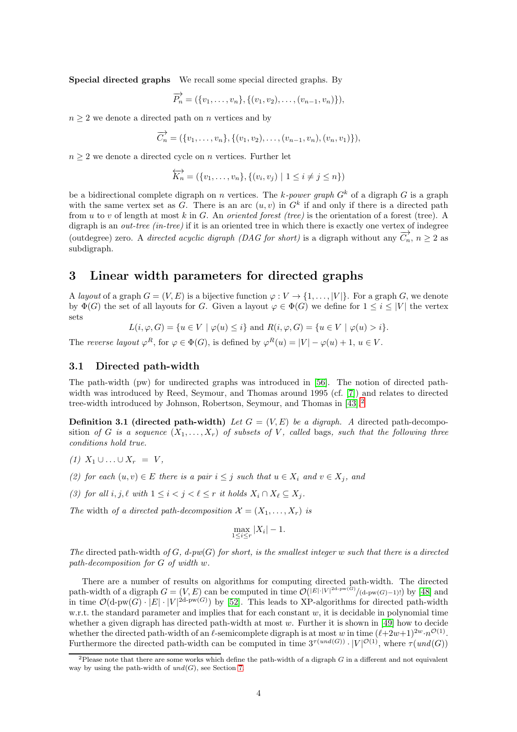**Special directed graphs** We recall some special directed graphs. By

$$\overrightarrow{P_n} = (\{v_1, \dots, v_n\}, \{(v_1, v_2), \dots, (v_{n-1}, v_n)\}),$$

$n \geq 2$ we denote a directed path on $n$ vertices and by

$$\overrightarrow{C_n} = (\{v_1, \dots, v_n\}, \{(v_1, v_2), \dots, (v_{n-1}, v_n), (v_n, v_1)\}),$$

$n \geq 2$ we denote a directed cycle on $n$ vertices. Further let

$$\overleftrightarrow{K_n} = (\{v_1, \dots, v_n\}, \{(v_i, v_j) \mid 1 \leq i \neq j \leq n\})$$

be a bidirectional complete digraph on $n$ vertices. The *k-power graph* $G^k$ of a digraph $G$ is a graph with the same vertex set as $G$. There is an arc $(u, v)$ in $G^k$ if and only if there is a directed path from $u$ to $v$ of length at most $k$ in $G$. An *oriented forest (tree)* is the orientation of a forest (tree). A digraph is an *out-tree (in-tree)* if it is an oriented tree in which there is exactly one vertex of indegree (outdegree) zero. A *directed acyclic digraph (DAG for short)* is a digraph without any $\overrightarrow{C_n}$, $n \geq 2$ as subdigraph.

# 3 Linear width parameters for directed graphs

A *layout* of a graph $G = (V, E)$ is a bijective function $\varphi : V \to \{1, \dots, |V|\}$. For a graph $G$, we denote by $\Phi(G)$ the set of all layouts for $G$. Given a layout $\varphi \in \Phi(G)$ we define for $1 \leq i \leq |V|$ the vertex sets

$$L(i, \varphi, G) = \{u \in V \mid \varphi(u) \leq i\} \text{ and } R(i, \varphi, G) = \{u \in V \mid \varphi(u) > i\}.$$

The *reverse layout* $\varphi^R$, for $\varphi \in \Phi(G)$, is defined by $\varphi^R(u) = |V| - \varphi(u) + 1$, $u \in V$.

## 3.1 Directed path-width

The path-width (pw) for undirected graphs was introduced in [56]. The notion of directed path-width was introduced by Reed, Seymour, and Thomas around 1995 (cf. [7]) and relates to directed tree-width introduced by Johnson, Robertson, Seymour, and Thomas in [43].[2]

**Definition 3.1 (directed path-width)** *Let $G = (V, E)$ be a digraph. A* directed path-decomposition *of $G$ is a sequence $(X_1, \dots, X_r)$ of subsets of $V$, called* bags*, such that the following three conditions hold true.*

*(1) $X_1 \cup \dots \cup X_r = V$,*

*(2) for each $(u, v) \in E$ there is a pair $i \leq j$ such that $u \in X_i$ and $v \in X_j$, and*

*(3) for all $i, j, \ell$ with $1 \leq i < j < \ell \leq r$ it holds $X_i \cap X_\ell \subseteq X_j$.*

*The* width *of a directed path-decomposition $\mathcal{X} = (X_1, \dots, X_r)$ is*

$$\max_{1 \leq i \leq r} |X_i| - 1.$$

*The* directed path-width *of $G$, d-pw($G$) for short, is the smallest integer $w$ such that there is a directed path-decomposition for $G$ of width $w$.*

There are a number of results on algorithms for computing directed path-width. The directed path-width of a digraph $G = (V, E)$ can be computed in time $\mathcal{O}(|E| \cdot |V|^{2\text{d-pw}(G)} / (\text{d-pw}(G)-1)!)$ by [48] and in time $\mathcal{O}(\text{d-pw}(G) \cdot |E| \cdot |V|^{2\text{d-pw}(G)})$ by [52]. This leads to XP-algorithms for directed path-width w.r.t. the standard parameter and implies that for each constant $w$, it is decidable in polynomial time whether a given digraph has directed path-width at most $w$. Further it is shown in [49] how to decide whether the directed path-width of an $\ell$-semicomplete digraph is at most $w$ in time $(\ell+2w+1)^{2w} \cdot n^{\mathcal{O}(1)}$. Furthermore the directed path-width can be computed in time $3^{\tau(und(G))} \cdot |V|^{\mathcal{O}(1)}$, where $\tau(und(G))$

[2] Please note that there are some works which define the path-width of a digraph $G$ in a different and not equivalent way by using the path-width of $und(G)$, see Section 7.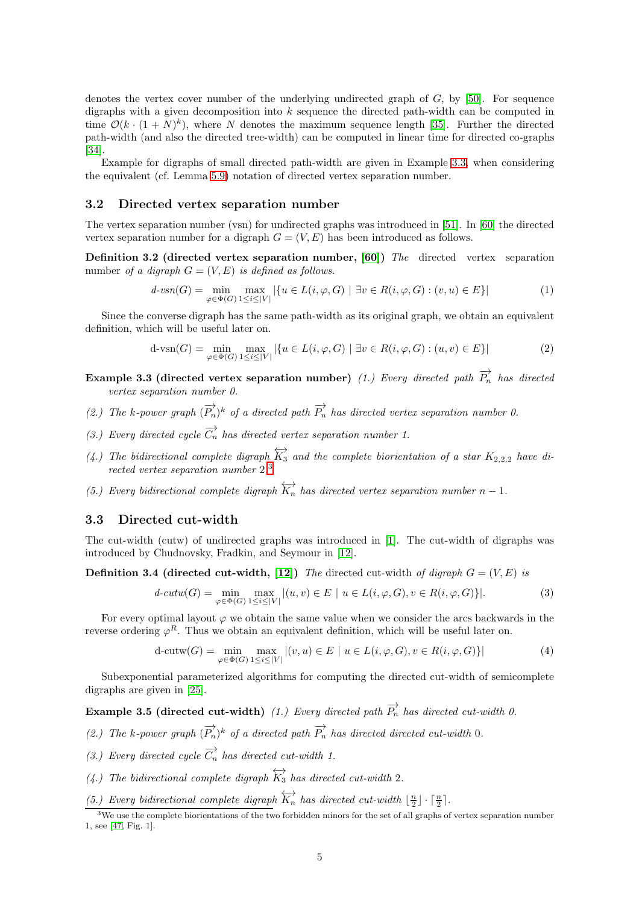denotes the vertex cover number of the underlying undirected graph of $G$, by [50]. For sequence digraphs with a given decomposition into $k$ sequence the directed path-width can be computed in time $\mathcal{O}(k \cdot (1+N)^k)$, where $N$ denotes the maximum sequence length [35]. Further the directed path-width (and also the directed tree-width) can be computed in linear time for directed co-graphs [34].

Example for digraphs of small directed path-width are given in Example 3.3, when considering the equivalent (cf. Lemma 5.9) notation of directed vertex separation number.

## 3.2 Directed vertex separation number

The vertex separation number (vsn) for undirected graphs was introduced in [51]. In [60] the directed vertex separation number for a digraph $G = (V, E)$ has been introduced as follows.

**Definition 3.2 (directed vertex separation number, [60])** *The directed vertex separation number of a digraph $G = (V, E)$ is defined as follows.*

$$\text{d-vsn}(G) = \min_{\varphi \in \Phi(G)} \max_{1 \leq i \leq |V|} |\{u \in L(i, \varphi, G) \mid \exists v \in R(i, \varphi, G) : (v, u) \in E\}| \tag{1}$$

Since the converse digraph has the same path-width as its original graph, we obtain an equivalent definition, which will be useful later on.

$$\text{d-vsn}(G) = \min_{\varphi \in \Phi(G)} \max_{1 \leq i \leq |V|} |\{u \in L(i, \varphi, G) \mid \exists v \in R(i, \varphi, G) : (u, v) \in E\}| \tag{2}$$

**Example 3.3 (directed vertex separation number)** *(1.) Every directed path $\overrightarrow{P_n}$ has directed vertex separation number 0.*

*(2.) The k-power graph $(\overrightarrow{P_n})^k$ of a directed path $\overrightarrow{P_n}$ has directed vertex separation number 0.*

*(3.) Every directed cycle $\overrightarrow{C_n}$ has directed vertex separation number 1.*

*(4.) The bidirectional complete digraph $\overleftrightarrow{K_3}$ and the complete biorientation of a star $K_{2,2,2}$ have directed vertex separation number 2.*[3]

*(5.) Every bidirectional complete digraph $\overleftrightarrow{K_n}$ has directed vertex separation number $n-1$.*

## 3.3 Directed cut-width

The cut-width (cutw) of undirected graphs was introduced in [1]. The cut-width of digraphs was introduced by Chudnovsky, Fradkin, and Seymour in [12].

**Definition 3.4 (directed cut-width, [12])** *The directed cut-width of digraph $G = (V, E)$ is*

$$\text{d-cutw}(G) = \min_{\varphi \in \Phi(G)} \max_{1 \leq i \leq |V|} |(u, v) \in E \mid u \in L(i, \varphi, G), v \in R(i, \varphi, G)\}|. \tag{3}$$

For every optimal layout $\varphi$ we obtain the same value when we consider the arcs backwards in the reverse ordering $\varphi^R$. Thus we obtain an equivalent definition, which will be useful later on.

$$\text{d-cutw}(G) = \min_{\varphi \in \Phi(G)} \max_{1 \leq i \leq |V|} |(v, u) \in E \mid u \in L(i, \varphi, G), v \in R(i, \varphi, G)\}| \tag{4}$$

Subexponential parameterized algorithms for computing the directed cut-width of semicomplete digraphs are given in [25].

**Example 3.5 (directed cut-width)** *(1.) Every directed path $\overrightarrow{P_n}$ has directed cut-width 0.*

*(2.) The k-power graph $(\overrightarrow{P_n})^k$ of a directed path $\overrightarrow{P_n}$ has directed directed cut-width 0.*

*(3.) Every directed cycle $\overrightarrow{C_n}$ has directed cut-width 1.*

*(4.) The bidirectional complete digraph $\overleftrightarrow{K_3}$ has directed cut-width 2.*

*(5.) Every bidirectional complete digraph $\overleftrightarrow{K_n}$ has directed cut-width $\lfloor \frac{n}{2} \rfloor \cdot \lceil \frac{n}{2} \rceil$.*

[3] We use the complete biorientations of the two forbidden minors for the set of all graphs of vertex separation number 1, see [47, Fig. 1].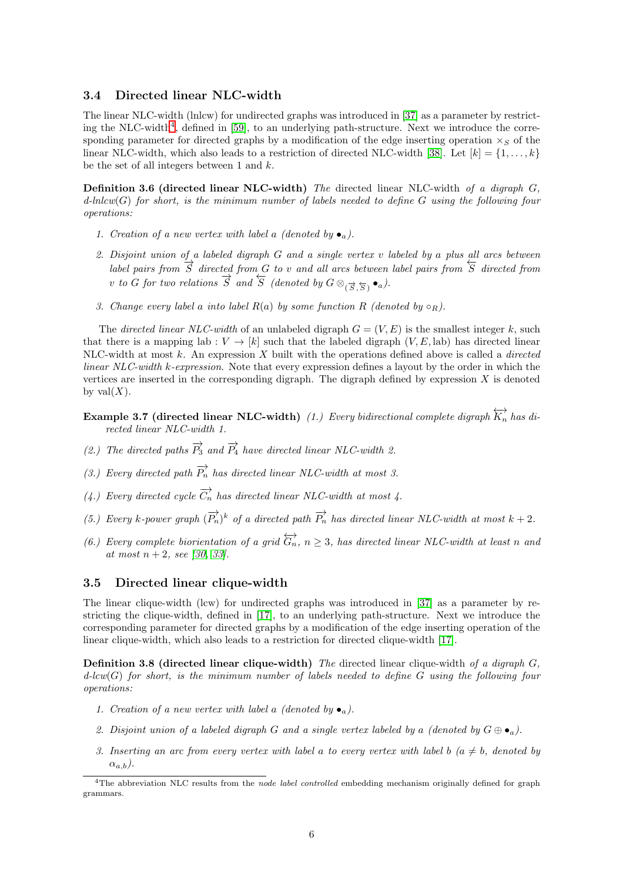### 3.4 Directed linear NLC-width

The linear NLC-width (lnlcw) for undirected graphs was introduced in [37] as a parameter by restricting the NLC-width[4], defined in [59], to an underlying path-structure. Next we introduce the corresponding parameter for directed graphs by a modification of the edge inserting operation $\times_S$ of the linear NLC-width, which also leads to a restriction of directed NLC-width [38]. Let $[k] = \{1, \ldots, k\}$ be the set of all integers between 1 and $k$.

**Definition 3.6 (directed linear NLC-width)** *The* directed linear NLC-width *of a digraph $G$, d-lnlcw($G$) for short, is the minimum number of labels needed to define $G$ using the following four operations:*

1. *Creation of a new vertex with label $a$ (denoted by $\bullet_a$).*
2. *Disjoint union of a labeled digraph $G$ and a single vertex $v$ labeled by $a$ plus all arcs between label pairs from $\overrightarrow{S}$ directed from $G$ to $v$ and all arcs between label pairs from $\overleftarrow{S}$ directed from $v$ to $G$ for two relations $\overrightarrow{S}$ and $\overleftarrow{S}$ (denoted by $G \otimes_{(\overrightarrow{S},\overleftarrow{S})} \bullet_a$).*
3. *Change every label $a$ into label $R(a)$ by some function $R$ (denoted by $\circ_R$).*

The *directed linear NLC-width* of an unlabeled digraph $G = (V, E)$ is the smallest integer $k$, such that there is a mapping $\text{lab} : V \to [k]$ such that the labeled digraph $(V, E, \text{lab})$ has directed linear NLC-width at most $k$. An expression $X$ built with the operations defined above is called a *directed linear NLC-width $k$-expression*. Note that every expression defines a layout by the order in which the vertices are inserted in the corresponding digraph. The digraph defined by expression $X$ is denoted by $\text{val}(X)$.

**Example 3.7 (directed linear NLC-width)** *(1.) Every bidirectional complete digraph $\overleftrightarrow{K_n}$ has directed linear NLC-width 1.*

*(2.) The directed paths $\overrightarrow{P_3}$ and $\overrightarrow{P_4}$ have directed linear NLC-width 2.*

*(3.) Every directed path $\overrightarrow{P_n}$ has directed linear NLC-width at most 3.*

*(4.) Every directed cycle $\overrightarrow{C_n}$ has directed linear NLC-width at most 4.*

*(5.) Every $k$-power graph $(\overrightarrow{P_n})^k$ of a directed path $\overrightarrow{P_n}$ has directed linear NLC-width at most $k + 2$.*

*(6.) Every complete biorientation of a grid $\overleftrightarrow{G_n}$, $n \geq 3$, has directed linear NLC-width at least $n$ and at most $n + 2$, see [30, 33].*

### 3.5 Directed linear clique-width

The linear clique-width (lcw) for undirected graphs was introduced in [37] as a parameter by restricting the clique-width, defined in [17], to an underlying path-structure. Next we introduce the corresponding parameter for directed graphs by a modification of the edge inserting operation of the linear clique-width, which also leads to a restriction for directed clique-width [17].

**Definition 3.8 (directed linear clique-width)** *The* directed linear clique-width *of a digraph $G$, d-lcw($G$) for short, is the minimum number of labels needed to define $G$ using the following four operations:*

1. *Creation of a new vertex with label $a$ (denoted by $\bullet_a$).*
2. *Disjoint union of a labeled digraph $G$ and a single vertex labeled by $a$ (denoted by $G \oplus \bullet_a$).*
3. *Inserting an arc from every vertex with label $a$ to every vertex with label $b$ ($a \neq b$, denoted by $\alpha_{a,b}$).*

[4] The abbreviation NLC results from the *node label controlled* embedding mechanism originally defined for graph grammars.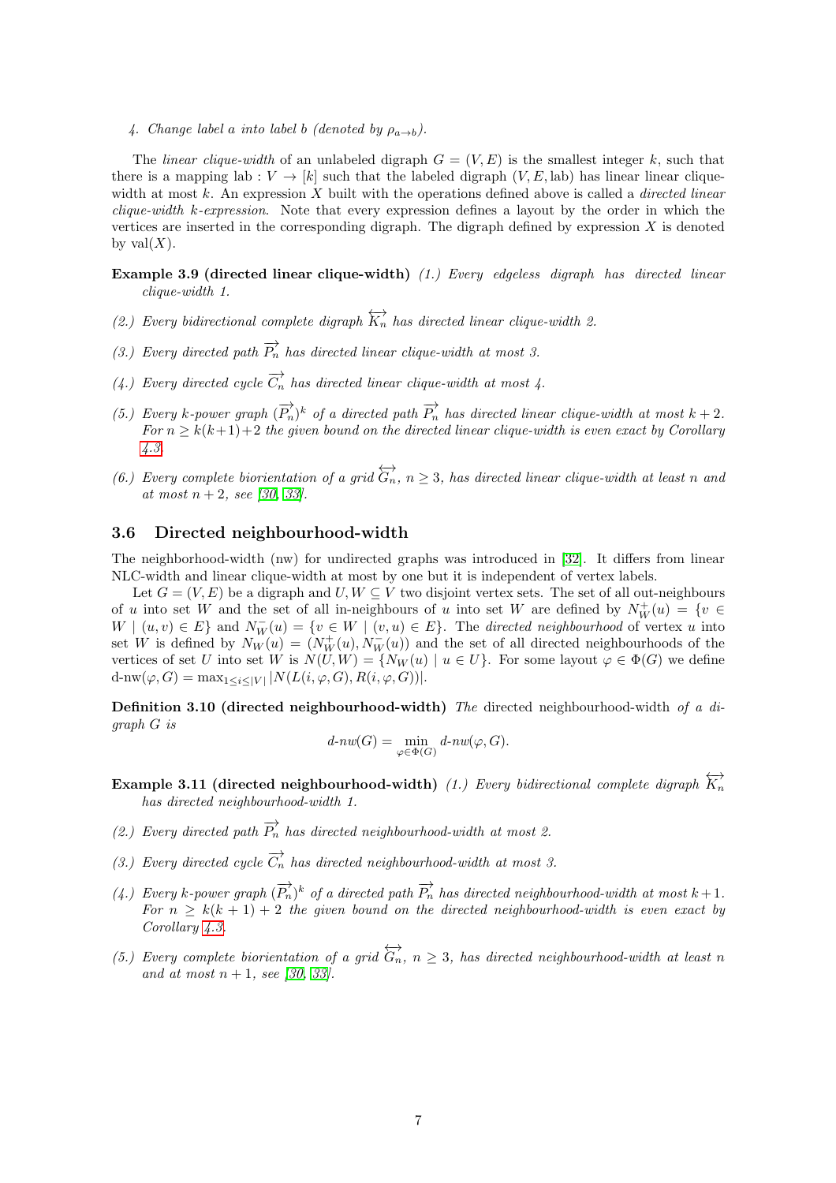4. *Change label $a$ into label $b$ (denoted by $\rho_{a\to b}$).*

The *linear clique-width* of an unlabeled digraph $G = (V, E)$ is the smallest integer $k$, such that there is a mapping $\text{lab} : V \to [k]$ such that the labeled digraph $(V, E, \text{lab})$ has linear linear clique-width at most $k$. An expression $X$ built with the operations defined above is called a *directed linear clique-width $k$-expression*. Note that every expression defines a layout by the order in which the vertices are inserted in the corresponding digraph. The digraph defined by expression $X$ is denoted by $\text{val}(X)$.

**Example 3.9 (directed linear clique-width)** *(1.) Every edgeless digraph has directed linear clique-width 1.*

*(2.) Every bidirectional complete digraph $\overleftrightarrow{K_n}$ has directed linear clique-width 2.*

*(3.) Every directed path $\overrightarrow{P_n}$ has directed linear clique-width at most 3.*

*(4.) Every directed cycle $\overrightarrow{C_n}$ has directed linear clique-width at most 4.*

*(5.) Every $k$-power graph $(\overrightarrow{P_n})^k$ of a directed path $\overrightarrow{P_n}$ has directed linear clique-width at most $k+2$. For $n \geq k(k+1)+2$ the given bound on the directed linear clique-width is even exact by Corollary 4.3.*

*(6.) Every complete biorientation of a grid $\overleftrightarrow{G_n}$, $n \geq 3$, has directed linear clique-width at least $n$ and at most $n+2$, see [30, 33].*

### 3.6 Directed neighbourhood-width

The neighborhood-width (nw) for undirected graphs was introduced in [32]. It differs from linear NLC-width and linear clique-width at most by one but it is independent of vertex labels.

Let $G = (V, E)$ be a digraph and $U, W \subseteq V$ two disjoint vertex sets. The set of all out-neighbours of $u$ into set $W$ and the set of all in-neighbours of $u$ into set $W$ are defined by $N_W^+(u) = \{v \in W \mid (u, v) \in E\}$ and $N_W^-(u) = \{v \in W \mid (v, u) \in E\}$. The *directed neighbourhood* of vertex $u$ into set $W$ is defined by $N_W(u) = (N_W^+(u), N_W^-(u))$ and the set of all directed neighbourhoods of the vertices of set $U$ into set $W$ is $N(U, W) = \{N_W(u) \mid u \in U\}$. For some layout $\varphi \in \Phi(G)$ we define $\text{d-nw}(\varphi, G) = \max_{1\leq i\leq |V|} |N(L(i, \varphi, G), R(i, \varphi, G))|$.

**Definition 3.10 (directed neighbourhood-width)** *The* directed neighbourhood-width *of a digraph $G$ is*

$$\text{d-nw}(G) = \min_{\varphi\in\Phi(G)} \text{d-nw}(\varphi, G).$$

**Example 3.11 (directed neighbourhood-width)** *(1.) Every bidirectional complete digraph $\overleftrightarrow{K_n}$ has directed neighbourhood-width 1.*

*(2.) Every directed path $\overrightarrow{P_n}$ has directed neighbourhood-width at most 2.*

*(3.) Every directed cycle $\overrightarrow{C_n}$ has directed neighbourhood-width at most 3.*

*(4.) Every $k$-power graph $(\overrightarrow{P_n})^k$ of a directed path $\overrightarrow{P_n}$ has directed neighbourhood-width at most $k+1$. For $n \geq k(k+1)+2$ the given bound on the directed neighbourhood-width is even exact by Corollary 4.3.*

*(5.) Every complete biorientation of a grid $\overleftrightarrow{G_n}$, $n \geq 3$, has directed neighbourhood-width at least $n$ and at most $n+1$, see [30, 33].*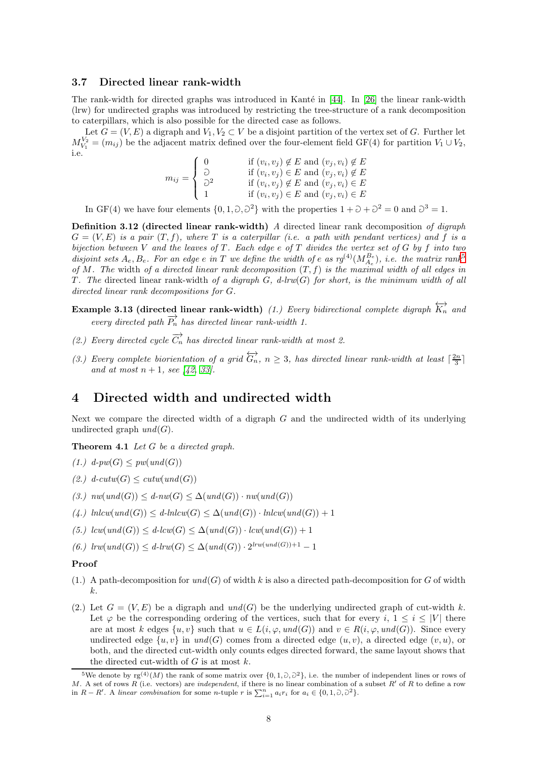### 3.7 Directed linear rank-width

The rank-width for directed graphs was introduced in Kanté in [44]. In [26] the linear rank-width (lrw) for undirected graphs was introduced by restricting the tree-structure of a rank decomposition to caterpillars, which is also possible for the directed case as follows.

Let $G = (V, E)$ a digraph and $V_1, V_2 \subset V$ be a disjoint partition of the vertex set of $G$. Further let $M_{V_1}^{V_2} = (m_{ij})$ be the adjacent matrix defined over the four-element field GF(4) for partition $V_1 \cup V_2$, i.e.

$$m_{ij} = \begin{cases} 0 & \text{if } (v_i, v_j) \notin E \text{ and } (v_j, v_i) \notin E \\ \eth & \text{if } (v_i, v_j) \in E \text{ and } (v_j, v_i) \notin E \\ \eth^2 & \text{if } (v_i, v_j) \notin E \text{ and } (v_j, v_i) \in E \\ 1 & \text{if } (v_i, v_j) \in E \text{ and } (v_j, v_i) \in E \end{cases}$$

In GF(4) we have four elements $\{0, 1, \eth, \eth^2\}$ with the properties $1 + \eth + \eth^2 = 0$ and $\eth^3 = 1$.

**Definition 3.12 (directed linear rank-width)** *A* directed linear rank decomposition *of digraph $G = (V, E)$ is a pair $(T, f)$, where $T$ is a caterpillar (i.e. a path with pendant vertices) and $f$ is a bijection between $V$ and the leaves of $T$. Each edge $e$ of $T$ divides the vertex set of $G$ by $f$ into two disjoint sets $A_e, B_e$. For an edge $e$ in $T$ we define the width of $e$ as $rg^{(4)}(M_{A_e}^{B_e})$, i.e. the matrix rank[5] of $M$. The* width *of a directed linear rank decomposition $(T, f)$ is the maximal width of all edges in $T$. The* directed linear rank-width *of a digraph $G$, d-lrw$(G)$ for short, is the minimum width of all directed linear rank decompositions for $G$.*

**Example 3.13 (directed linear rank-width)** *(1.) Every bidirectional complete digraph $\overleftrightarrow{K_n}$ and every directed path $\overrightarrow{P_n}$ has directed linear rank-width 1.*

*(2.) Every directed cycle $\overrightarrow{C_n}$ has directed linear rank-width at most 2.*

*(3.) Every complete biorientation of a grid $\overleftrightarrow{G_n}$, $n \geq 3$, has directed linear rank-width at least $\lceil \frac{2n}{3} \rceil$ and at most $n + 1$, see [42, 33].*

## 4 Directed width and undirected width

Next we compare the directed width of a digraph $G$ and the undirected width of its underlying undirected graph $und(G)$.

**Theorem 4.1** *Let $G$ be a directed graph.*

*(1.) $d\text{-}pw(G) \leq pw(und(G))$*

*(2.) $d\text{-}cutw(G) \leq cutw(und(G))$*

*(3.) $nw(und(G)) \leq d\text{-}nw(G) \leq \Delta(und(G)) \cdot nw(und(G))$*

*(4.) $lnlcw(und(G)) \leq d\text{-}lnlcw(G) \leq \Delta(und(G)) \cdot lnlcw(und(G)) + 1$*

*(5.) $lcw(und(G)) \leq d\text{-}lcw(G) \leq \Delta(und(G)) \cdot lcw(und(G)) + 1$*

*(6.) $lrw(und(G)) \leq d\text{-}lrw(G) \leq \Delta(und(G)) \cdot 2^{lrw(und(G))+1} - 1$*

**Proof**

(1.) A path-decomposition for $und(G)$ of width $k$ is also a directed path-decomposition for $G$ of width $k$.

(2.) Let $G = (V, E)$ be a digraph and $und(G)$ be the underlying undirected graph of cut-width $k$. Let $\varphi$ be the corresponding ordering of the vertices, such that for every $i$, $1 \leq i \leq |V|$ there are at most $k$ edges $\{u, v\}$ such that $u \in L(i, \varphi, und(G))$ and $v \in R(i, \varphi, und(G))$. Since every undirected edge $\{u, v\}$ in $und(G)$ comes from a directed edge $(u, v)$, a directed edge $(v, u)$, or both, and the directed cut-width only counts edges directed forward, the same layout shows that the directed cut-width of $G$ is at most $k$.

---

[5] We denote by $\text{rg}^{(4)}(M)$ the rank of some matrix over $\{0, 1, \eth, \eth^2\}$, i.e. the number of independent lines or rows of $M$. A set of rows $R$ (i.e. vectors) are *independent*, if there is no linear combination of a subset $R'$ of $R$ to define a row in $R - R'$. A *linear combination* for some $n$-tuple $r$ is $\sum_{i=1}^{n} a_i r_i$ for $a_i \in \{0, 1, \eth, \eth^2\}$.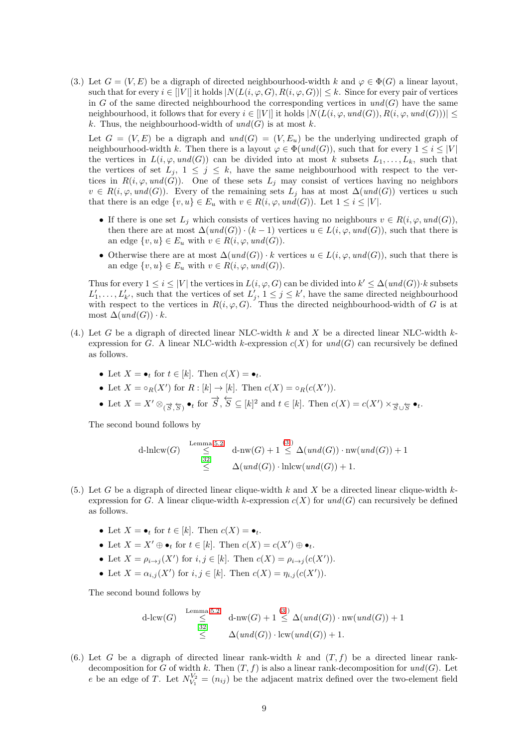(3.) Let $G = (V, E)$ be a digraph of directed neighbourhood-width $k$ and $\varphi \in \Phi(G)$ a linear layout, such that for every $i \in [|V|]$ it holds $|N(L(i, \varphi, G), R(i, \varphi, G))| \leq k$. Since for every pair of vertices in $G$ of the same directed neighbourhood the corresponding vertices in $und(G)$ have the same neighbourhood, it follows that for every $i \in [|V|]$ it holds $|N(L(i, \varphi, und(G)), R(i, \varphi, und(G)))| \leq k$. Thus, the neighbourhood-width of $und(G)$ is at most $k$.

Let $G = (V, E)$ be a digraph and $und(G) = (V, E_u)$ be the underlying undirected graph of neighbourhood-width $k$. Then there is a layout $\varphi \in \Phi(und(G))$, such that for every $1 \leq i \leq |V|$ the vertices in $L(i, \varphi, und(G))$ can be divided into at most $k$ subsets $L_1, \ldots, L_k$, such that the vertices of set $L_j$, $1 \leq j \leq k$, have the same neighbourhood with respect to the vertices in $R(i, \varphi, und(G))$. One of these sets $L_j$ may consist of vertices having no neighbors $v \in R(i, \varphi, und(G))$. Every of the remaining sets $L_j$ has at most $\Delta(und(G))$ vertices $u$ such that there is an edge $\{v, u\} \in E_u$ with $v \in R(i, \varphi, und(G))$. Let $1 \leq i \leq |V|$.

- If there is one set $L_j$ which consists of vertices having no neighbours $v \in R(i, \varphi, und(G))$, then there are at most $\Delta(und(G)) \cdot (k-1)$ vertices $u \in L(i, \varphi, und(G))$, such that there is an edge $\{v, u\} \in E_u$ with $v \in R(i, \varphi, und(G))$.
- Otherwise there are at most $\Delta(und(G)) \cdot k$ vertices $u \in L(i, \varphi, und(G))$, such that there is an edge $\{v, u\} \in E_u$ with $v \in R(i, \varphi, und(G))$.

Thus for every $1 \leq i \leq |V|$ the vertices in $L(i, \varphi, G)$ can be divided into $k' \leq \Delta(und(G)) \cdot k$ subsets $L'_1, \ldots, L'_{k'}$, such that the vertices of set $L'_j$, $1 \leq j \leq k'$, have the same directed neighbourhood with respect to the vertices in $R(i, \varphi, G)$. Thus the directed neighbourhood-width of $G$ is at most $\Delta(und(G)) \cdot k$.

(4.) Let $G$ be a digraph of directed linear NLC-width $k$ and $X$ be a directed linear NLC-width $k$-expression for $G$. A linear NLC-width $k$-expression $c(X)$ for $und(G)$ can recursively be defined as follows.

- Let $X = \bullet_t$ for $t \in [k]$. Then $c(X) = \bullet_t$.
- Let $X = \circ_R(X')$ for $R : [k] \to [k]$. Then $c(X) = \circ_R(c(X'))$.
- Let $X = X' \otimes_{(\overrightarrow{S}, \overleftarrow{S})} \bullet_t$ for $\overrightarrow{S}, \overleftarrow{S} \subseteq [k]^2$ and $t \in [k]$. Then $c(X) = c(X') \times_{\overrightarrow{S} \cup \overleftarrow{S}} \bullet_t$.

The second bound follows by

$$
\begin{aligned}
\text{d-lnlcw}(G) &\overset{\text{Lemma 5.2}}{\leq} \text{d-nw}(G) + 1 \overset{(3.)}{\leq} \Delta(und(G)) \cdot \text{nw}(und(G)) + 1 \\
&\overset{[32]}{\leq} \Delta(und(G)) \cdot \text{lnlcw}(und(G)) + 1.
\end{aligned}
$$

(5.) Let $G$ be a digraph of directed linear clique-width $k$ and $X$ be a directed linear clique-width $k$-expression for $G$. A linear clique-width $k$-expression $c(X)$ for $und(G)$ can recursively be defined as follows.

- Let $X = \bullet_t$ for $t \in [k]$. Then $c(X) = \bullet_t$.
- Let $X = X' \oplus \bullet_t$ for $t \in [k]$. Then $c(X) = c(X') \oplus \bullet_t$.
- Let $X = \rho_{i \to j}(X')$ for $i, j \in [k]$. Then $c(X) = \rho_{i \to j}(c(X'))$.
- Let $X = \alpha_{i,j}(X')$ for $i, j \in [k]$. Then $c(X) = \eta_{i,j}(c(X'))$.

The second bound follows by

$$
\begin{aligned}
\text{d-lcw}(G) &\overset{\text{Lemma 5.2}}{\leq} \text{d-nw}(G) + 1 \overset{(3.)}{\leq} \Delta(und(G)) \cdot \text{nw}(und(G)) + 1 \\
&\overset{[32]}{\leq} \Delta(und(G)) \cdot \text{lcw}(und(G)) + 1.
\end{aligned}
$$

(6.) Let $G$ be a digraph of directed linear rank-width $k$ and $(T, f)$ be a directed linear rank-decomposition for $G$ of width $k$. Then $(T, f)$ is also a linear rank-decomposition for $und(G)$. Let $e$ be an edge of $T$. Let $N_{V_1}^{V_2} = (n_{ij})$ be the adjacent matrix defined over the two-element field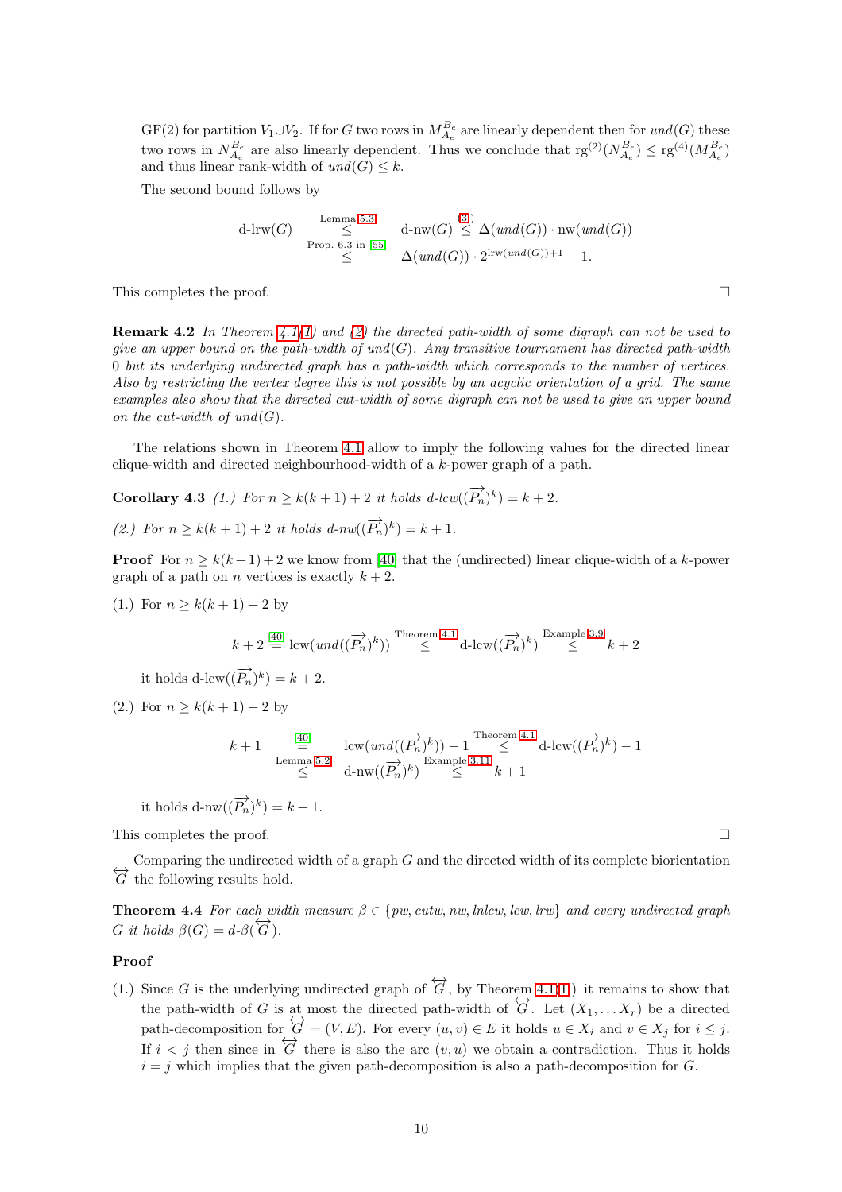GF(2) for partition $V_1 \cup V_2$. If for $G$ two rows in $M_{A_e}^{B_e}$ are linearly dependent then for $und(G)$ these two rows in $N_{A_e}^{B_e}$ are also linearly dependent. Thus we conclude that $\text{rg}^{(2)}(N_{A_e}^{B_e}) \leq \text{rg}^{(4)}(M_{A_e}^{B_e})$ and thus linear rank-width of $und(G) \leq k$.

The second bound follows by

$$\begin{aligned}
\text{d-lrw}(G) \quad &\overset{\text{Lemma 5.3}}{\leq} \quad \text{d-nw}(G) \overset{(3)}{\leq} \Delta(und(G)) \cdot \text{nw}(und(G)) \\
&\overset{\text{Prop. 6.3 in [55]}}{\leq} \quad \Delta(und(G)) \cdot 2^{\text{lrw}(und(G))+1} - 1.
\end{aligned}$$

This completes the proof. □

**Remark 4.2** *In Theorem 4.1(1) and (2) the directed path-width of some digraph can not be used to give an upper bound on the path-width of und(G). Any transitive tournament has directed path-width 0 but its underlying undirected graph has a path-width which corresponds to the number of vertices. Also by restricting the vertex degree this is not possible by an acyclic orientation of a grid. The same examples also show that the directed cut-width of some digraph can not be used to give an upper bound on the cut-width of und(G).*

The relations shown in Theorem 4.1 allow to imply the following values for the directed linear clique-width and directed neighbourhood-width of a $k$-power graph of a path.

**Corollary 4.3** *(1.) For $n \geq k(k+1)+2$ it holds d-lcw$((\overrightarrow{P_n})^k) = k+2$.*

*(2.) For $n \geq k(k+1)+2$ it holds d-nw$((\overrightarrow{P_n})^k) = k+1$.*

**Proof** For $n \geq k(k+1)+2$ we know from [40] that the (undirected) linear clique-width of a $k$-power graph of a path on $n$ vertices is exactly $k+2$.

(1.) For $n \geq k(k+1)+2$ by

$$k+2 \overset{[40]}{=} \text{lcw}(und((\overrightarrow{P_n})^k)) \overset{\text{Theorem 4.1}}{\leq} \text{d-lcw}((\overrightarrow{P_n})^k) \overset{\text{Example 3.9}}{\leq} k+2$$

it holds d-lcw$((\overrightarrow{P_n})^k) = k+2$.

(2.) For $n \geq k(k+1)+2$ by

$$\begin{aligned}
k+1 \quad &\overset{[40]}{=} \quad \text{lcw}(und((\overrightarrow{P_n})^k)) - 1 \overset{\text{Theorem 4.1}}{\leq} \text{d-lcw}((\overrightarrow{P_n})^k) - 1 \\
&\overset{\text{Lemma 5.2}}{\leq} \quad \text{d-nw}((\overrightarrow{P_n})^k) \overset{\text{Example 3.11}}{\leq} k+1
\end{aligned}$$

it holds d-nw$((\overrightarrow{P_n})^k) = k+1$.

This completes the proof. □

Comparing the undirected width of a graph $G$ and the directed width of its complete biorientation $\overleftrightarrow{G}$ the following results hold.

**Theorem 4.4** *For each width measure $\beta \in \{pw, cutw, nw, lnlcw, lcw, lrw\}$ and every undirected graph $G$ it holds $\beta(G) = d\text{-}\beta(\overleftrightarrow{G})$.*

**Proof**

(1.) Since $G$ is the underlying undirected graph of $\overleftrightarrow{G}$, by Theorem 4.1(1) it remains to show that the path-width of $G$ is at most the directed path-width of $\overleftrightarrow{G}$. Let $(X_1, \dots X_r)$ be a directed path-decomposition for $\overleftrightarrow{G} = (V, E)$. For every $(u, v) \in E$ it holds $u \in X_i$ and $v \in X_j$ for $i \leq j$. If $i < j$ then since in $\overleftrightarrow{G}$ there is also the arc $(v, u)$ we obtain a contradiction. Thus it holds $i = j$ which implies that the given path-decomposition is also a path-decomposition for $G$.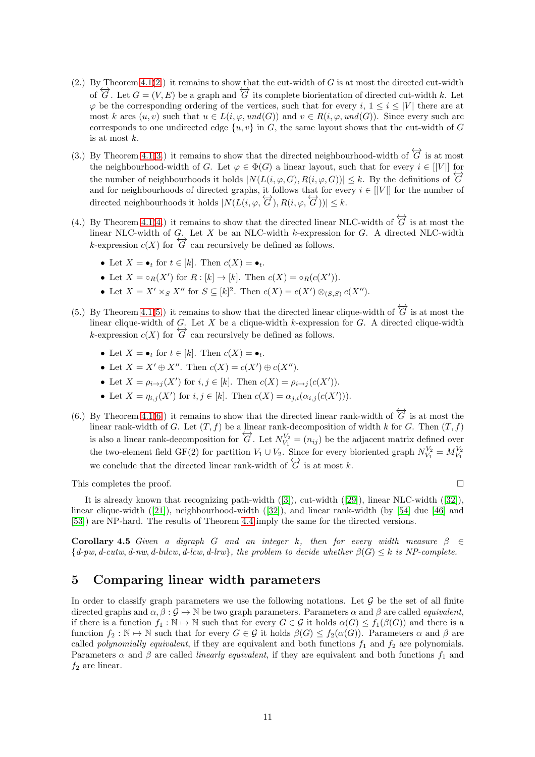(2.) By Theorem 4.1(2.) it remains to show that the cut-width of $G$ is at most the directed cut-width of $\overleftrightarrow{G}$. Let $G=(V,E)$ be a graph and $\overleftrightarrow{G}$ its complete biorientation of directed cut-width $k$. Let $\varphi$ be the corresponding ordering of the vertices, such that for every $i$, $1 \leq i \leq |V|$ there are at most $k$ arcs $(u,v)$ such that $u \in L(i,\varphi,und(G))$ and $v \in R(i,\varphi,und(G))$. Since every such arc corresponds to one undirected edge $\{u,v\}$ in $G$, the same layout shows that the cut-width of $G$ is at most $k$.

(3.) By Theorem 4.1(3.) it remains to show that the directed neighbourhood-width of $\overleftrightarrow{G}$ is at most the neighbourhood-width of $G$. Let $\varphi \in \Phi(G)$ a linear layout, such that for every $i \in [|V|]$ for the number of neighbourhoods it holds $|N(L(i,\varphi,G),R(i,\varphi,G))| \leq k$. By the definitions of $\overleftrightarrow{G}$ and for neighbourhoods of directed graphs, it follows that for every $i \in [|V|]$ for the number of directed neighbourhoods it holds $|N(L(i,\varphi,\overleftrightarrow{G}),R(i,\varphi,\overleftrightarrow{G}))| \leq k$.

(4.) By Theorem 4.1(4.) it remains to show that the directed linear NLC-width of $\overleftrightarrow{G}$ is at most the linear NLC-width of $G$. Let $X$ be an NLC-width $k$-expression for $G$. A directed NLC-width $k$-expression $c(X)$ for $\overleftrightarrow{G}$ can recursively be defined as follows.

- Let $X = \bullet_t$ for $t \in [k]$. Then $c(X) = \bullet_t$.
- Let $X = \circ_R(X')$ for $R : [k] \to [k]$. Then $c(X) = \circ_R(c(X'))$.
- Let $X = X' \times_S X''$ for $S \subseteq [k]^2$. Then $c(X) = c(X') \otimes_{(S,S)} c(X'')$.

(5.) By Theorem 4.1(5.) it remains to show that the directed linear clique-width of $\overleftrightarrow{G}$ is at most the linear clique-width of $G$. Let $X$ be a clique-width $k$-expression for $G$. A directed clique-width $k$-expression $c(X)$ for $\overleftrightarrow{G}$ can recursively be defined as follows.

- Let $X = \bullet_t$ for $t \in [k]$. Then $c(X) = \bullet_t$.
- Let $X = X' \oplus X''$. Then $c(X) = c(X') \oplus c(X'')$.
- Let $X = \rho_{i\to j}(X')$ for $i,j \in [k]$. Then $c(X) = \rho_{i\to j}(c(X'))$.
- Let $X = \eta_{i,j}(X')$ for $i,j \in [k]$. Then $c(X) = \alpha_{j,i}(\alpha_{i,j}(c(X')))$.

(6.) By Theorem 4.1(6.) it remains to show that the directed linear rank-width of $\overleftrightarrow{G}$ is at most the linear rank-width of $G$. Let $(T,f)$ be a linear rank-decomposition of width $k$ for $G$. Then $(T,f)$ is also a linear rank-decomposition for $\overleftrightarrow{G}$. Let $N_{V_1}^{V_2} = (n_{ij})$ be the adjacent matrix defined over the two-element field GF(2) for partition $V_1 \cup V_2$. Since for every bioriented graph $N_{V_1}^{V_2} = M_{V_1}^{V_2}$ we conclude that the directed linear rank-width of $\overleftrightarrow{G}$ is at most $k$.

This completes the proof. □

It is already known that recognizing path-width ([3]), cut-width ([29]), linear NLC-width ([32]), linear clique-width ([21]), neighbourhood-width ([32]), and linear rank-width (by [54] due [46] and [53]) are NP-hard. The results of Theorem 4.4 imply the same for the directed versions.

**Corollary 4.5** *Given a digraph $G$ and an integer $k$, then for every width measure $\beta \in \{$d-pw, d-cutw, d-nw, d-lnlcw, d-lcw, d-lrw$\}$, the problem to decide whether $\beta(G) \leq k$ is NP-complete.*

# 5 Comparing linear width parameters

In order to classify graph parameters we use the following notations. Let $\mathcal{G}$ be the set of all finite directed graphs and $\alpha, \beta : \mathcal{G} \mapsto \mathbb{N}$ be two graph parameters. Parameters $\alpha$ and $\beta$ are called *equivalent*, if there is a function $f_1 : \mathbb{N} \mapsto \mathbb{N}$ such that for every $G \in \mathcal{G}$ it holds $\alpha(G) \leq f_1(\beta(G))$ and there is a function $f_2 : \mathbb{N} \mapsto \mathbb{N}$ such that for every $G \in \mathcal{G}$ it holds $\beta(G) \leq f_2(\alpha(G))$. Parameters $\alpha$ and $\beta$ are called *polynomially equivalent*, if they are equivalent and both functions $f_1$ and $f_2$ are polynomials. Parameters $\alpha$ and $\beta$ are called *linearly equivalent*, if they are equivalent and both functions $f_1$ and $f_2$ are linear.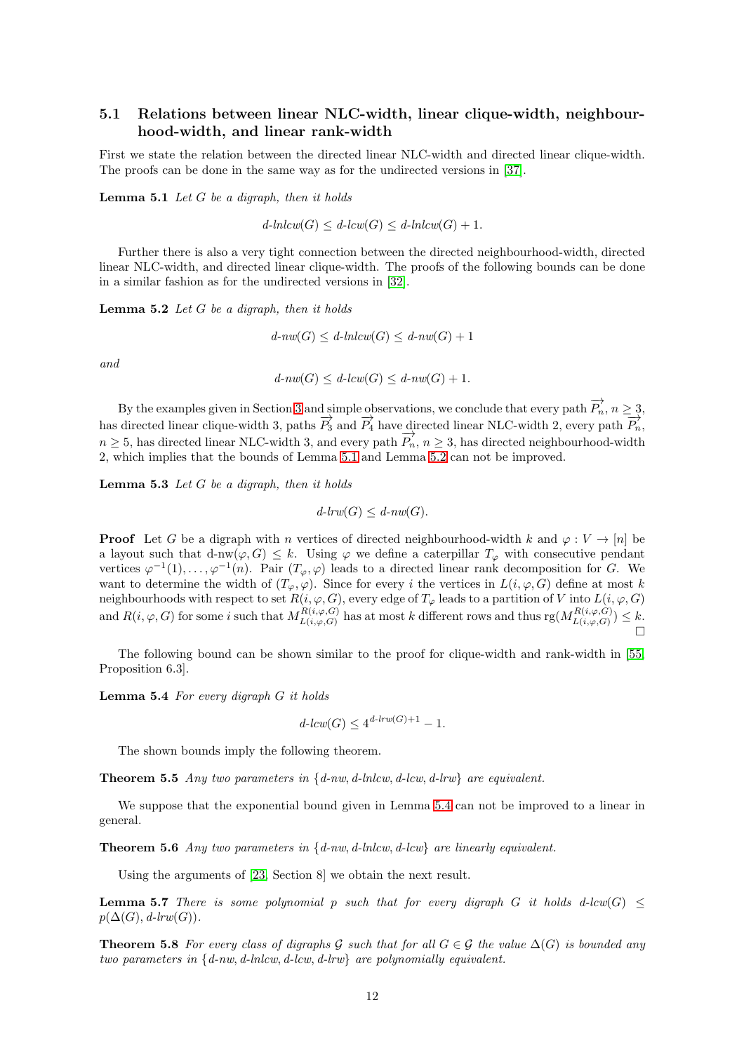### 5.1 Relations between linear NLC-width, linear clique-width, neighbourhood-width, and linear rank-width

First we state the relation between the directed linear NLC-width and directed linear clique-width. The proofs can be done in the same way as for the undirected versions in [37].

**Lemma 5.1** *Let $G$ be a digraph, then it holds*

$$\text{d-lnlcw}(G) \leq \text{d-lcw}(G) \leq \text{d-lnlcw}(G) + 1.$$

Further there is also a very tight connection between the directed neighbourhood-width, directed linear NLC-width, and directed linear clique-width. The proofs of the following bounds can be done in a similar fashion as for the undirected versions in [32].

**Lemma 5.2** *Let $G$ be a digraph, then it holds*

$$\text{d-nw}(G) \leq \text{d-lnlcw}(G) \leq \text{d-nw}(G) + 1$$

*and*

$$\text{d-nw}(G) \leq \text{d-lcw}(G) \leq \text{d-nw}(G) + 1.$$

By the examples given in Section 3 and simple observations, we conclude that every path $\overrightarrow{P_n}$, $n \geq 3$, has directed linear clique-width 3, paths $\overrightarrow{P_3}$ and $\overrightarrow{P_4}$ have directed linear NLC-width 2, every path $\overrightarrow{P_n}$, $n \geq 5$, has directed linear NLC-width 3, and every path $\overrightarrow{P_n}$, $n \geq 3$, has directed neighbourhood-width 2, which implies that the bounds of Lemma 5.1 and Lemma 5.2 can not be improved.

**Lemma 5.3** *Let $G$ be a digraph, then it holds*

$$\text{d-lrw}(G) \leq \text{d-nw}(G).$$

**Proof** Let $G$ be a digraph with $n$ vertices of directed neighbourhood-width $k$ and $\varphi : V \to [n]$ be a layout such that $\text{d-nw}(\varphi, G) \leq k$. Using $\varphi$ we define a caterpillar $T_\varphi$ with consecutive pendant vertices $\varphi^{-1}(1), \ldots, \varphi^{-1}(n)$. Pair $(T_\varphi, \varphi)$ leads to a directed linear rank decomposition for $G$. We want to determine the width of $(T_\varphi, \varphi)$. Since for every $i$ the vertices in $L(i, \varphi, G)$ define at most $k$ neighbourhoods with respect to set $R(i, \varphi, G)$, every edge of $T_\varphi$ leads to a partition of $V$ into $L(i, \varphi, G)$ and $R(i, \varphi, G)$ for some $i$ such that $M_{L(i,\varphi,G)}^{R(i,\varphi,G)}$ has at most $k$ different rows and thus $\text{rg}(M_{L(i,\varphi,G)}^{R(i,\varphi,G)}) \leq k$. □

The following bound can be shown similar to the proof for clique-width and rank-width in [55, Proposition 6.3].

**Lemma 5.4** *For every digraph $G$ it holds*

$$\text{d-lcw}(G) \leq 4^{\text{d-lrw}(G)+1} - 1.$$

The shown bounds imply the following theorem.

**Theorem 5.5** *Any two parameters in {d-nw, d-lnlcw, d-lcw, d-lrw} are equivalent.*

We suppose that the exponential bound given in Lemma 5.4 can not be improved to a linear in general.

**Theorem 5.6** *Any two parameters in {d-nw, d-lnlcw, d-lcw} are linearly equivalent.*

Using the arguments of [23, Section 8] we obtain the next result.

**Lemma 5.7** *There is some polynomial $p$ such that for every digraph $G$ it holds $\text{d-lcw}(G) \leq p(\Delta(G), \text{d-lrw}(G))$.*

**Theorem 5.8** *For every class of digraphs $\mathcal{G}$ such that for all $G \in \mathcal{G}$ the value $\Delta(G)$ is bounded any two parameters in {d-nw, d-lnlcw, d-lcw, d-lrw} are polynomially equivalent.*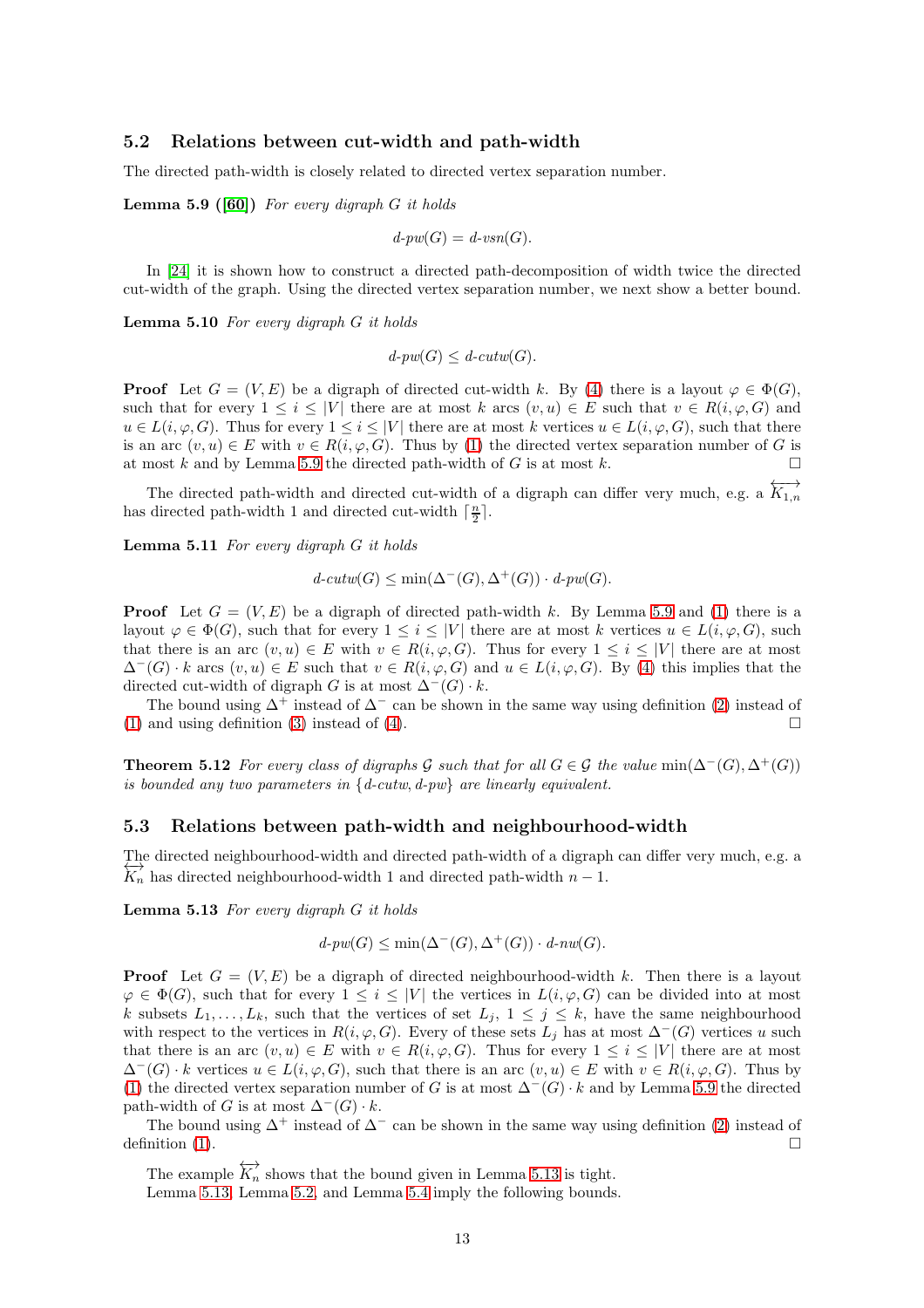### 5.2 Relations between cut-width and path-width

The directed path-width is closely related to directed vertex separation number.

**Lemma 5.9 ([60])** *For every digraph $G$ it holds*

$$d\text{-}pw(G) = d\text{-}vsn(G).$$

In [24] it is shown how to construct a directed path-decomposition of width twice the directed cut-width of the graph. Using the directed vertex separation number, we next show a better bound.

**Lemma 5.10** *For every digraph $G$ it holds*

$$d\text{-}pw(G) \leq d\text{-}cutw(G).$$

**Proof** Let $G = (V, E)$ be a digraph of directed cut-width $k$. By (4) there is a layout $\varphi \in \Phi(G)$, such that for every $1 \leq i \leq |V|$ there are at most $k$ arcs $(v, u) \in E$ such that $v \in R(i, \varphi, G)$ and $u \in L(i, \varphi, G)$. Thus for every $1 \leq i \leq |V|$ there are at most $k$ vertices $u \in L(i, \varphi, G)$, such that there is an arc $(v, u) \in E$ with $v \in R(i, \varphi, G)$. Thus by (1) the directed vertex separation number of $G$ is at most $k$ and by Lemma 5.9 the directed path-width of $G$ is at most $k$. □

The directed path-width and directed cut-width of a digraph can differ very much, e.g. a $\overleftrightarrow{K_{1,n}}$ has directed path-width 1 and directed cut-width $\lceil \frac{n}{2} \rceil$.

**Lemma 5.11** *For every digraph $G$ it holds*

$$d\text{-}cutw(G) \leq \min(\Delta^-(G), \Delta^+(G)) \cdot d\text{-}pw(G).$$

**Proof** Let $G = (V, E)$ be a digraph of directed path-width $k$. By Lemma 5.9 and (1) there is a layout $\varphi \in \Phi(G)$, such that for every $1 \leq i \leq |V|$ there are at most $k$ vertices $u \in L(i, \varphi, G)$, such that there is an arc $(v, u) \in E$ with $v \in R(i, \varphi, G)$. Thus for every $1 \leq i \leq |V|$ there are at most $\Delta^-(G) \cdot k$ arcs $(v, u) \in E$ such that $v \in R(i, \varphi, G)$ and $u \in L(i, \varphi, G)$. By (4) this implies that the directed cut-width of digraph $G$ is at most $\Delta^-(G) \cdot k$.

The bound using $\Delta^+$ instead of $\Delta^-$ can be shown in the same way using definition (2) instead of (1) and using definition (3) instead of (4). □

**Theorem 5.12** *For every class of digraphs $\mathcal{G}$ such that for all $G \in \mathcal{G}$ the value $\min(\Delta^-(G), \Delta^+(G))$ is bounded any two parameters in $\{d\text{-}cutw, d\text{-}pw\}$ are linearly equivalent.*

### 5.3 Relations between path-width and neighbourhood-width

The directed neighbourhood-width and directed path-width of a digraph can differ very much, e.g. a $\overleftrightarrow{K_n}$ has directed neighbourhood-width 1 and directed path-width $n-1$.

**Lemma 5.13** *For every digraph $G$ it holds*

$$d\text{-}pw(G) \leq \min(\Delta^-(G), \Delta^+(G)) \cdot d\text{-}nw(G).$$

**Proof** Let $G = (V, E)$ be a digraph of directed neighbourhood-width $k$. Then there is a layout $\varphi \in \Phi(G)$, such that for every $1 \leq i \leq |V|$ the vertices in $L(i, \varphi, G)$ can be divided into at most $k$ subsets $L_1, \ldots, L_k$, such that the vertices of set $L_j$, $1 \leq j \leq k$, have the same neighbourhood with respect to the vertices in $R(i, \varphi, G)$. Every of these sets $L_j$ has at most $\Delta^-(G)$ vertices $u$ such that there is an arc $(v, u) \in E$ with $v \in R(i, \varphi, G)$. Thus for every $1 \leq i \leq |V|$ there are at most $\Delta^-(G) \cdot k$ vertices $u \in L(i, \varphi, G)$, such that there is an arc $(v, u) \in E$ with $v \in R(i, \varphi, G)$. Thus by (1) the directed vertex separation number of $G$ is at most $\Delta^-(G) \cdot k$ and by Lemma 5.9 the directed path-width of $G$ is at most $\Delta^-(G) \cdot k$.

The bound using $\Delta^+$ instead of $\Delta^-$ can be shown in the same way using definition (2) instead of definition (1). □

The example $\overleftrightarrow{K_n}$ shows that the bound given in Lemma 5.13 is tight.

Lemma 5.13, Lemma 5.2, and Lemma 5.4 imply the following bounds.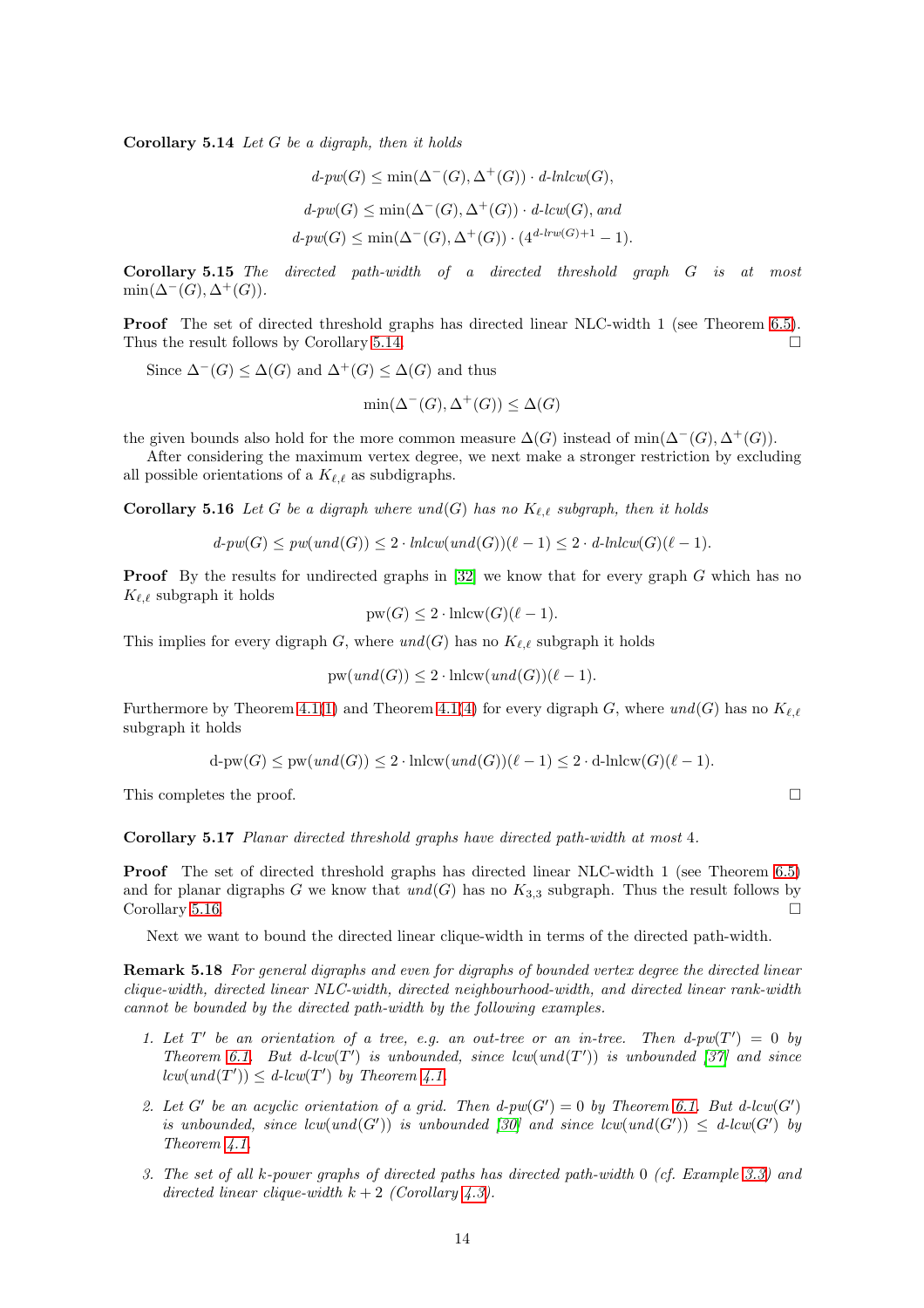**Corollary 5.14** *Let $G$ be a digraph, then it holds*

$$d\text{-}pw(G) \leq \min(\Delta^-(G), \Delta^+(G)) \cdot d\text{-}lnlcw(G),$$

$$d\text{-}pw(G) \leq \min(\Delta^-(G), \Delta^+(G)) \cdot d\text{-}lcw(G), \text{ and}$$

$$d\text{-}pw(G) \leq \min(\Delta^-(G), \Delta^+(G)) \cdot (4^{d\text{-}lrw(G)+1} - 1).$$

**Corollary 5.15** *The directed path-width of a directed threshold graph $G$ is at most $\min(\Delta^-(G), \Delta^+(G))$.*

**Proof** The set of directed threshold graphs has directed linear NLC-width 1 (see Theorem 6.5). Thus the result follows by Corollary 5.14. □

Since $\Delta^-(G) \leq \Delta(G)$ and $\Delta^+(G) \leq \Delta(G)$ and thus

$$\min(\Delta^-(G), \Delta^+(G)) \leq \Delta(G)$$

the given bounds also hold for the more common measure $\Delta(G)$ instead of $\min(\Delta^-(G), \Delta^+(G))$.

After considering the maximum vertex degree, we next make a stronger restriction by excluding all possible orientations of a $K_{\ell,\ell}$ as subdigraphs.

**Corollary 5.16** *Let $G$ be a digraph where $und(G)$ has no $K_{\ell,\ell}$ subgraph, then it holds*

$$d\text{-}pw(G) \leq pw(und(G)) \leq 2 \cdot lnlcw(und(G))(\ell - 1) \leq 2 \cdot d\text{-}lnlcw(G)(\ell - 1).$$

**Proof** By the results for undirected graphs in [32] we know that for every graph $G$ which has no $K_{\ell,\ell}$ subgraph it holds

$$\text{pw}(G) \leq 2 \cdot \text{lnlcw}(G)(\ell - 1).$$

This implies for every digraph $G$, where $und(G)$ has no $K_{\ell,\ell}$ subgraph it holds

$$\text{pw}(und(G)) \leq 2 \cdot \text{lnlcw}(und(G))(\ell - 1).$$

Furthermore by Theorem 4.1(1) and Theorem 4.1(4) for every digraph $G$, where $und(G)$ has no $K_{\ell,\ell}$ subgraph it holds

$$\text{d-pw}(G) \leq \text{pw}(und(G)) \leq 2 \cdot \text{lnlcw}(und(G))(\ell - 1) \leq 2 \cdot \text{d-lnlcw}(G)(\ell - 1).$$

This completes the proof. □

**Corollary 5.17** *Planar directed threshold graphs have directed path-width at most 4.*

**Proof** The set of directed threshold graphs has directed linear NLC-width 1 (see Theorem 6.5) and for planar digraphs $G$ we know that $und(G)$ has no $K_{3,3}$ subgraph. Thus the result follows by Corollary 5.16. □

Next we want to bound the directed linear clique-width in terms of the directed path-width.

**Remark 5.18** *For general digraphs and even for digraphs of bounded vertex degree the directed linear clique-width, directed linear NLC-width, directed neighbourhood-width, and directed linear rank-width cannot be bounded by the directed path-width by the following examples.*

1. *Let $T'$ be an orientation of a tree, e.g. an out-tree or an in-tree. Then $d\text{-}pw(T') = 0$ by Theorem 6.1. But $d\text{-}lcw(T')$ is unbounded, since $lcw(und(T'))$ is unbounded [37] and since $lcw(und(T')) \leq d\text{-}lcw(T')$ by Theorem 4.1.*
2. *Let $G'$ be an acyclic orientation of a grid. Then $d\text{-}pw(G') = 0$ by Theorem 6.1. But $d\text{-}lcw(G')$ is unbounded, since $lcw(und(G'))$ is unbounded [30] and since $lcw(und(G')) \leq d\text{-}lcw(G')$ by Theorem 4.1.*
3. *The set of all $k$-power graphs of directed paths has directed path-width 0 (cf. Example 3.3) and directed linear clique-width $k + 2$ (Corollary 4.3).*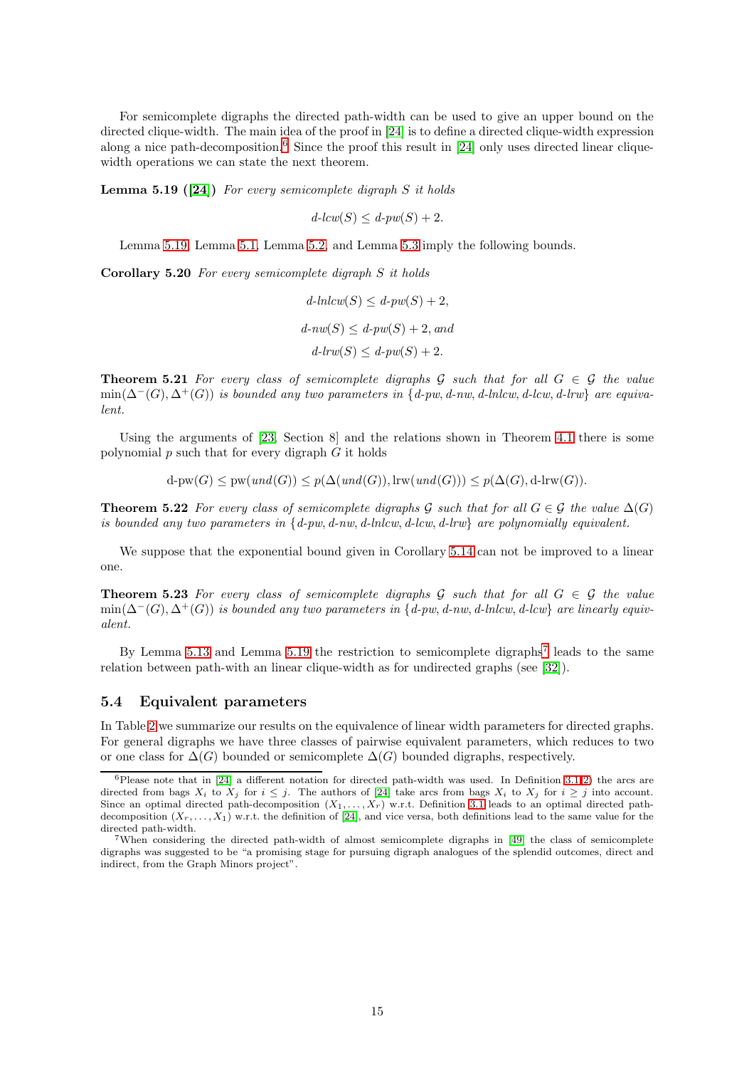For semicomplete digraphs the directed path-width can be used to give an upper bound on the directed clique-width. The main idea of the proof in [24] is to define a directed clique-width expression along a nice path-decomposition.[6] Since the proof this result in [24] only uses directed linear clique-width operations we can state the next theorem.

**Lemma 5.19 ([24])** *For every semicomplete digraph $S$ it holds*

$$\text{d-lcw}(S) \leq \text{d-pw}(S) + 2.$$

Lemma 5.19, Lemma 5.1, Lemma 5.2, and Lemma 5.3 imply the following bounds.

**Corollary 5.20** *For every semicomplete digraph $S$ it holds*

$$\text{d-lnlcw}(S) \leq \text{d-pw}(S) + 2,$$

$$\text{d-nw}(S) \leq \text{d-pw}(S) + 2, \text{ and}$$

$$\text{d-lrw}(S) \leq \text{d-pw}(S) + 2.$$

**Theorem 5.21** *For every class of semicomplete digraphs $\mathcal{G}$ such that for all $G \in \mathcal{G}$ the value $\min(\Delta^-(G), \Delta^+(G))$ is bounded any two parameters in {d-pw, d-nw, d-lnlcw, d-lcw, d-lrw} are equivalent.*

Using the arguments of [23, Section 8] and the relations shown in Theorem 4.1 there is some polynomial $p$ such that for every digraph $G$ it holds

$$\text{d-pw}(G) \leq \text{pw}(und(G)) \leq p(\Delta(und(G)), \text{lrw}(und(G))) \leq p(\Delta(G), \text{d-lrw}(G)).$$

**Theorem 5.22** *For every class of semicomplete digraphs $\mathcal{G}$ such that for all $G \in \mathcal{G}$ the value $\Delta(G)$ is bounded any two parameters in {d-pw, d-nw, d-lnlcw, d-lcw, d-lrw} are polynomially equivalent.*

We suppose that the exponential bound given in Corollary 5.14 can not be improved to a linear one.

**Theorem 5.23** *For every class of semicomplete digraphs $\mathcal{G}$ such that for all $G \in \mathcal{G}$ the value $\min(\Delta^-(G), \Delta^+(G))$ is bounded any two parameters in {d-pw, d-nw, d-lnlcw, d-lcw} are linearly equivalent.*

By Lemma 5.13 and Lemma 5.19 the restriction to semicomplete digraphs[7] leads to the same relation between path-with an linear clique-width as for undirected graphs (see [32]).

## 5.4 Equivalent parameters

In Table 2 we summarize our results on the equivalence of linear width parameters for directed graphs. For general digraphs we have three classes of pairwise equivalent parameters, which reduces to two or one class for $\Delta(G)$ bounded or semicomplete $\Delta(G)$ bounded digraphs, respectively.

---

[6] Please note that in [24] a different notation for directed path-width was used. In Definition 3.1(2) the arcs are directed from bags $X_i$ to $X_j$ for $i \leq j$. The authors of [24] take arcs from bags $X_i$ to $X_j$ for $i \geq j$ into account. Since an optimal directed path-decomposition $(X_1, \ldots, X_r)$ w.r.t. Definition 3.1 leads to an optimal directed path-decomposition $(X_r, \ldots, X_1)$ w.r.t. the definition of [24], and vice versa, both definitions lead to the same value for the directed path-width.

[7] When considering the directed path-width of almost semicomplete digraphs in [49] the class of semicomplete digraphs was suggested to be "a promising stage for pursuing digraph analogues of the splendid outcomes, direct and indirect, from the Graph Minors project".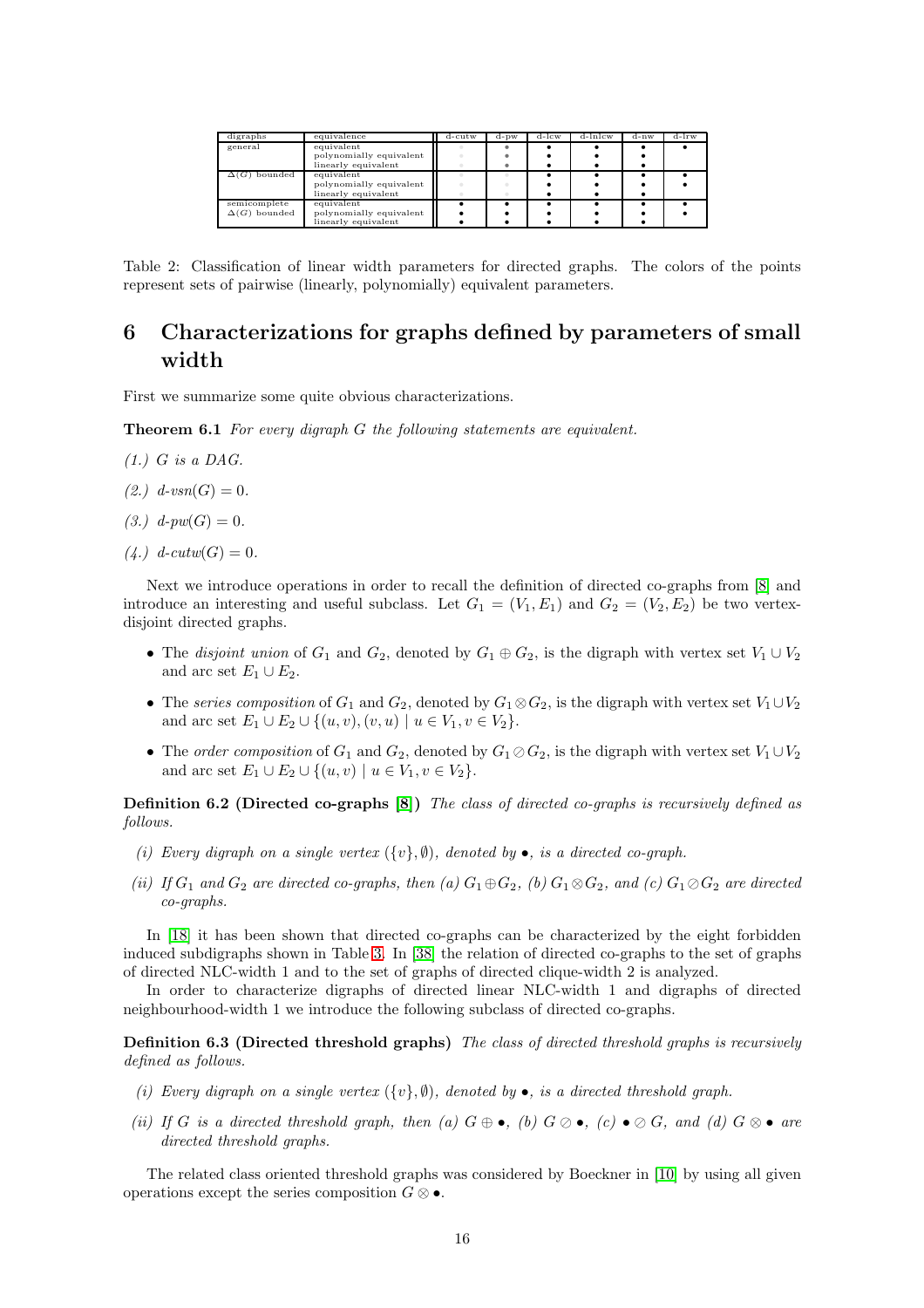| digraphs | equivalence | d-cutw | d-pw | d-lcw | d-lnlcw | d-nw | d-lrw |
|---|---|---|---|---|---|---|---|
| general | equivalent | • | • | • | • | • | • |
| | polynomially equivalent | • | • | • | • | • | |
| | linearly equivalent | • | • | • | • | • | |
| $\Delta(G)$ bounded | equivalent | • | • | • | • | • | • |
| | polynomially equivalent | • | • | • | • | • | • |
| | linearly equivalent | • | • | • | • | • | |
| semicomplete $\Delta(G)$ bounded | equivalent | • | • | • | • | • | • |
| | polynomially equivalent | • | • | • | • | • | • |
| | linearly equivalent | • | • | • | • | • | |

Table 2: Classification of linear width parameters for directed graphs. The colors of the points represent sets of pairwise (linearly, polynomially) equivalent parameters.

# 6 Characterizations for graphs defined by parameters of small width

First we summarize some quite obvious characterizations.

**Theorem 6.1** *For every digraph $G$ the following statements are equivalent.*

*(1.) $G$ is a DAG.*

*(2.) d-vsn$(G) = 0$.*

*(3.) d-pw$(G) = 0$.*

*(4.) d-cutw$(G) = 0$.*

Next we introduce operations in order to recall the definition of directed co-graphs from [8] and introduce an interesting and useful subclass. Let $G_1 = (V_1, E_1)$ and $G_2 = (V_2, E_2)$ be two vertex-disjoint directed graphs.

- The *disjoint union* of $G_1$ and $G_2$, denoted by $G_1 \oplus G_2$, is the digraph with vertex set $V_1 \cup V_2$ and arc set $E_1 \cup E_2$.
- The *series composition* of $G_1$ and $G_2$, denoted by $G_1 \otimes G_2$, is the digraph with vertex set $V_1 \cup V_2$ and arc set $E_1 \cup E_2 \cup \{(u, v), (v, u) \mid u \in V_1, v \in V_2\}$.
- The *order composition* of $G_1$ and $G_2$, denoted by $G_1 \oslash G_2$, is the digraph with vertex set $V_1 \cup V_2$ and arc set $E_1 \cup E_2 \cup \{(u, v) \mid u \in V_1, v \in V_2\}$.

**Definition 6.2 (Directed co-graphs [8])** *The class of directed co-graphs is recursively defined as follows.*

*(i) Every digraph on a single vertex $(\{v\}, \emptyset)$, denoted by $\bullet$, is a directed co-graph.*

*(ii) If $G_1$ and $G_2$ are directed co-graphs, then (a) $G_1 \oplus G_2$, (b) $G_1 \otimes G_2$, and (c) $G_1 \oslash G_2$ are directed co-graphs.*

In [18] it has been shown that directed co-graphs can be characterized by the eight forbidden induced subdigraphs shown in Table 3. In [38] the relation of directed co-graphs to the set of graphs of directed NLC-width 1 and to the set of graphs of directed clique-width 2 is analyzed.

In order to characterize digraphs of directed linear NLC-width 1 and digraphs of directed neighbourhood-width 1 we introduce the following subclass of directed co-graphs.

**Definition 6.3 (Directed threshold graphs)** *The class of directed threshold graphs is recursively defined as follows.*

*(i) Every digraph on a single vertex $(\{v\}, \emptyset)$, denoted by $\bullet$, is a directed threshold graph.*

*(ii) If $G$ is a directed threshold graph, then (a) $G \oplus \bullet$, (b) $G \oslash \bullet$, (c) $\bullet \oslash G$, and (d) $G \otimes \bullet$ are directed threshold graphs.*

The related class oriented threshold graphs was considered by Boeckner in [10] by using all given operations except the series composition $G \otimes \bullet$.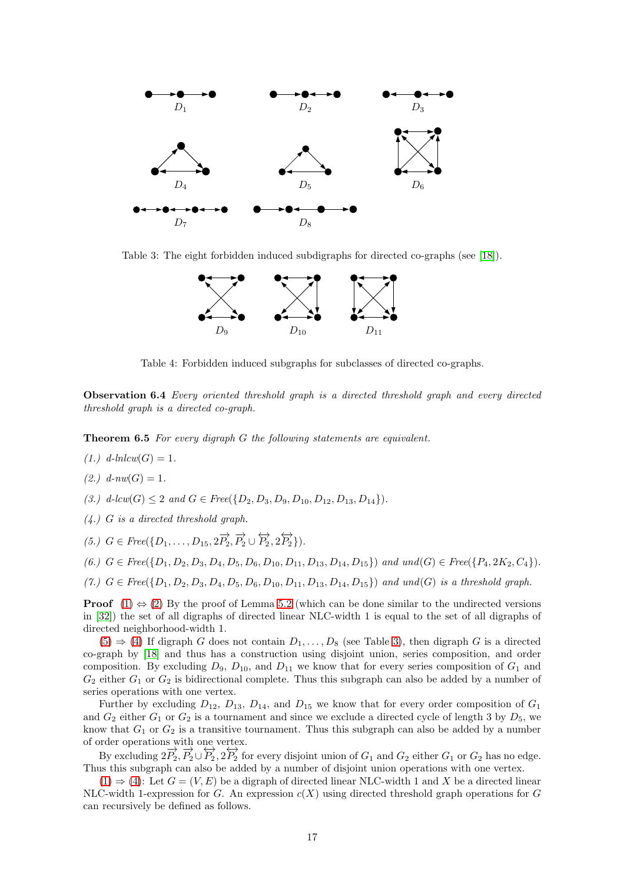Table 3: The eight forbidden induced subdigraphs for directed co-graphs (see [18]).

Table 4: Forbidden induced subgraphs for subclasses of directed co-graphs.

**Observation 6.4** *Every oriented threshold graph is a directed threshold graph and every directed threshold graph is a directed co-graph.*

**Theorem 6.5** *For every digraph $G$ the following statements are equivalent.*

*(1.) d-lnlcw$(G) = 1$.*

*(2.) d-nw$(G) = 1$.*

*(3.) d-lcw$(G) \leq 2$ and $G \in$ Free$(\{D_2, D_3, D_9, D_{10}, D_{12}, D_{13}, D_{14}\})$.*

*(4.) $G$ is a directed threshold graph.*

*(5.) $G \in$ Free$(\{D_1, \ldots, D_{15}, 2\overrightarrow{P_2}, \overrightarrow{P_2} \cup \overleftrightarrow{P_2}, 2\overleftrightarrow{P_2}\})$.*

*(6.) $G \in$ Free$(\{D_1, D_2, D_3, D_4, D_5, D_6, D_{10}, D_{11}, D_{13}, D_{14}, D_{15}\})$ and und$(G) \in$ Free$(\{P_4, 2K_2, C_4\})$.*

*(7.) $G \in$ Free$(\{D_1, D_2, D_3, D_4, D_5, D_6, D_{10}, D_{11}, D_{13}, D_{14}, D_{15}\})$ and und$(G)$ is a threshold graph.*

**Proof** (1) $\Leftrightarrow$ (2) By the proof of Lemma 5.2 (which can be done similar to the undirected versions in [32]) the set of all digraphs of directed linear NLC-width 1 is equal to the set of all digraphs of directed neighborhood-width 1.

(5) $\Rightarrow$ (4) If digraph $G$ does not contain $D_1, \ldots, D_8$ (see Table 3), then digraph $G$ is a directed co-graph by [18] and thus has a construction using disjoint union, series composition, and order composition. By excluding $D_9$, $D_{10}$, and $D_{11}$ we know that for every series composition of $G_1$ and $G_2$ either $G_1$ or $G_2$ is bidirectional complete. Thus this subgraph can also be added by a number of series operations with one vertex.

Further by excluding $D_{12}$, $D_{13}$, $D_{14}$, and $D_{15}$ we know that for every order composition of $G_1$ and $G_2$ either $G_1$ or $G_2$ is a tournament and since we exclude a directed cycle of length 3 by $D_5$, we know that $G_1$ or $G_2$ is a transitive tournament. Thus this subgraph can also be added by a number of order operations with one vertex.

By excluding $2\overrightarrow{P_2}, \overrightarrow{P_2} \cup \overleftrightarrow{P_2}, 2\overleftrightarrow{P_2}$ for every disjoint union of $G_1$ and $G_2$ either $G_1$ or $G_2$ has no edge. Thus this subgraph can also be added by a number of disjoint union operations with one vertex.

(1) $\Rightarrow$ (4): Let $G = (V, E)$ be a digraph of directed linear NLC-width 1 and $X$ be a directed linear NLC-width 1-expression for $G$. An expression $c(X)$ using directed threshold graph operations for $G$ can recursively be defined as follows.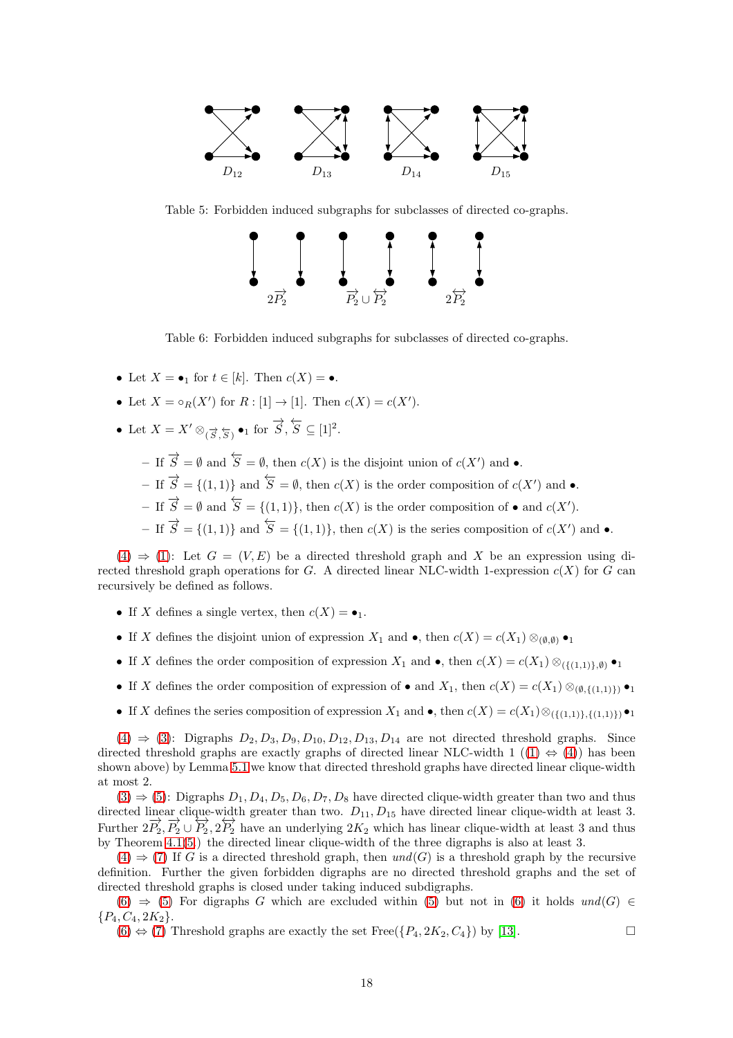$D_{12}$ $D_{13}$ $D_{14}$ $D_{15}$

Table 5: Forbidden induced subgraphs for subclasses of directed co-graphs.

$2\overrightarrow{P_2}$ $\overrightarrow{P_2} \cup \overleftrightarrow{P_2}$ $2\overleftrightarrow{P_2}$

Table 6: Forbidden induced subgraphs for subclasses of directed co-graphs.

- Let $X = \bullet_1$ for $t \in [k]$. Then $c(X) = \bullet$.
- Let $X = \circ_R(X')$ for $R : [1] \to [1]$. Then $c(X) = c(X')$.
- Let $X = X' \otimes_{(\overrightarrow{S}, \overleftarrow{S})} \bullet_1$ for $\overrightarrow{S}, \overleftarrow{S} \subseteq [1]^2$.
  - If $\overrightarrow{S} = \emptyset$ and $\overleftarrow{S} = \emptyset$, then $c(X)$ is the disjoint union of $c(X')$ and $\bullet$.
  - If $\overrightarrow{S} = \{(1,1)\}$ and $\overleftarrow{S} = \emptyset$, then $c(X)$ is the order composition of $c(X')$ and $\bullet$.
  - If $\overrightarrow{S} = \emptyset$ and $\overleftarrow{S} = \{(1,1)\}$, then $c(X)$ is the order composition of $\bullet$ and $c(X')$.
  - If $\overrightarrow{S} = \{(1,1)\}$ and $\overleftarrow{S} = \{(1,1)\}$, then $c(X)$ is the series composition of $c(X')$ and $\bullet$.

(4) $\Rightarrow$ (1): Let $G = (V, E)$ be a directed threshold graph and $X$ be an expression using directed threshold graph operations for $G$. A directed linear NLC-width 1-expression $c(X)$ for $G$ can recursively be defined as follows.

- If $X$ defines a single vertex, then $c(X) = \bullet_1$.
- If $X$ defines the disjoint union of expression $X_1$ and $\bullet$, then $c(X) = c(X_1) \otimes_{(\emptyset,\emptyset)} \bullet_1$
- If $X$ defines the order composition of expression $X_1$ and $\bullet$, then $c(X) = c(X_1) \otimes_{(\{(1,1)\},\emptyset)} \bullet_1$
- If $X$ defines the order composition of expression of $\bullet$ and $X_1$, then $c(X) = c(X_1) \otimes_{(\emptyset,\{(1,1)\})} \bullet_1$
- If $X$ defines the series composition of expression $X_1$ and $\bullet$, then $c(X) = c(X_1) \otimes_{(\{(1,1)\},\{(1,1)\})} \bullet_1$

(4) $\Rightarrow$ (3): Digraphs $D_2, D_3, D_9, D_{10}, D_{12}, D_{13}, D_{14}$ are not directed threshold graphs. Since directed threshold graphs are exactly graphs of directed linear NLC-width 1 ((1) $\Leftrightarrow$ (4)) has been shown above) by Lemma 5.1 we know that directed threshold graphs have directed linear clique-width at most 2.

(3) $\Rightarrow$ (5): Digraphs $D_1, D_4, D_5, D_6, D_7, D_8$ have directed clique-width greater than two and thus directed linear clique-width greater than two. $D_{11}, D_{15}$ have directed linear clique-width at least 3. Further $2\overrightarrow{P_2}, \overrightarrow{P_2} \cup \overleftrightarrow{P_2}, 2\overleftrightarrow{P_2}$ have an underlying $2K_2$ which has linear clique-width at least 3 and thus by Theorem 4.1(5.) the directed linear clique-width of the three digraphs is also at least 3.

(4) $\Rightarrow$ (7) If $G$ is a directed threshold graph, then $und(G)$ is a threshold graph by the recursive definition. Further the given forbidden digraphs are no directed threshold graphs and the set of directed threshold graphs is closed under taking induced subdigraphs.

(6) $\Rightarrow$ (5) For digraphs $G$ which are excluded within (5) but not in (6) it holds $und(G) \in \{P_4, C_4, 2K_2\}$.

(6) $\Leftrightarrow$ (7) Threshold graphs are exactly the set $\text{Free}(\{P_4, 2K_2, C_4\})$ by [13]. $\square$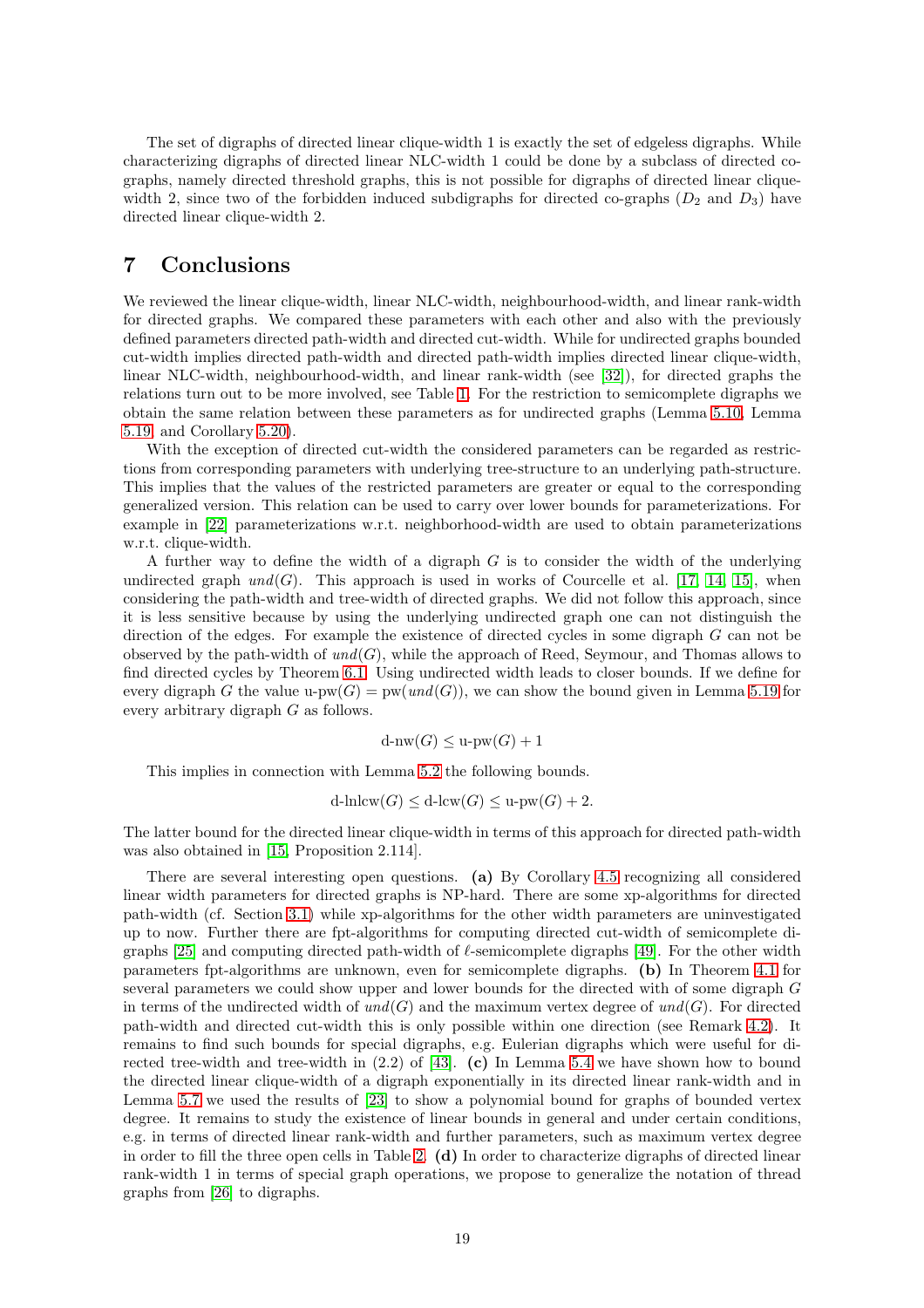The set of digraphs of directed linear clique-width 1 is exactly the set of edgeless digraphs. While characterizing digraphs of directed linear NLC-width 1 could be done by a subclass of directed co-graphs, namely directed threshold graphs, this is not possible for digraphs of directed linear clique-width 2, since two of the forbidden induced subdigraphs for directed co-graphs ($D_2$ and $D_3$) have directed linear clique-width 2.

# 7 Conclusions

We reviewed the linear clique-width, linear NLC-width, neighbourhood-width, and linear rank-width for directed graphs. We compared these parameters with each other and also with the previously defined parameters directed path-width and directed cut-width. While for undirected graphs bounded cut-width implies directed path-width and directed path-width implies directed linear clique-width, linear NLC-width, neighbourhood-width, and linear rank-width (see [32]), for directed graphs the relations turn out to be more involved, see Table 1. For the restriction to semicomplete digraphs we obtain the same relation between these parameters as for undirected graphs (Lemma 5.10, Lemma 5.19, and Corollary 5.20).

With the exception of directed cut-width the considered parameters can be regarded as restrictions from corresponding parameters with underlying tree-structure to an underlying path-structure. This implies that the values of the restricted parameters are greater or equal to the corresponding generalized version. This relation can be used to carry over lower bounds for parameterizations. For example in [22] parameterizations w.r.t. neighborhood-width are used to obtain parameterizations w.r.t. clique-width.

A further way to define the width of a digraph $G$ is to consider the width of the underlying undirected graph $und(G)$. This approach is used in works of Courcelle et al. [17, 14, 15], when considering the path-width and tree-width of directed graphs. We did not follow this approach, since it is less sensitive because by using the underlying undirected graph one can not distinguish the direction of the edges. For example the existence of directed cycles in some digraph $G$ can not be observed by the path-width of $und(G)$, while the approach of Reed, Seymour, and Thomas allows to find directed cycles by Theorem 6.1. Using undirected width leads to closer bounds. If we define for every digraph $G$ the value $\text{u-pw}(G) = \text{pw}(und(G))$, we can show the bound given in Lemma 5.19 for every arbitrary digraph $G$ as follows.

$$\text{d-nw}(G) \leq \text{u-pw}(G) + 1$$

This implies in connection with Lemma 5.2 the following bounds.

$$\text{d-lnlcw}(G) \leq \text{d-lcw}(G) \leq \text{u-pw}(G) + 2.$$

The latter bound for the directed linear clique-width in terms of this approach for directed path-width was also obtained in [15, Proposition 2.114].

There are several interesting open questions. **(a)** By Corollary 4.5 recognizing all considered linear width parameters for directed graphs is NP-hard. There are some xp-algorithms for directed path-width (cf. Section 3.1) while xp-algorithms for the other width parameters are uninvestigated up to now. Further there are fpt-algorithms for computing directed cut-width of semicomplete digraphs [25] and computing directed path-width of $\ell$-semicomplete digraphs [49]. For the other width parameters fpt-algorithms are unknown, even for semicomplete digraphs. **(b)** In Theorem 4.1 for several parameters we could show upper and lower bounds for the directed with of some digraph $G$ in terms of the undirected width of $und(G)$ and the maximum vertex degree of $und(G)$. For directed path-width and directed cut-width this is only possible within one direction (see Remark 4.2). It remains to find such bounds for special digraphs, e.g. Eulerian digraphs which were useful for directed tree-width and tree-width in (2.2) of [43]. **(c)** In Lemma 5.4 we have shown how to bound the directed linear clique-width of a digraph exponentially in its directed linear rank-width and in Lemma 5.7 we used the results of [23] to show a polynomial bound for graphs of bounded vertex degree. It remains to study the existence of linear bounds in general and under certain conditions, e.g. in terms of directed linear rank-width and further parameters, such as maximum vertex degree in order to fill the three open cells in Table 2. **(d)** In order to characterize digraphs of directed linear rank-width 1 in terms of special graph operations, we propose to generalize the notation of thread graphs from [26] to digraphs.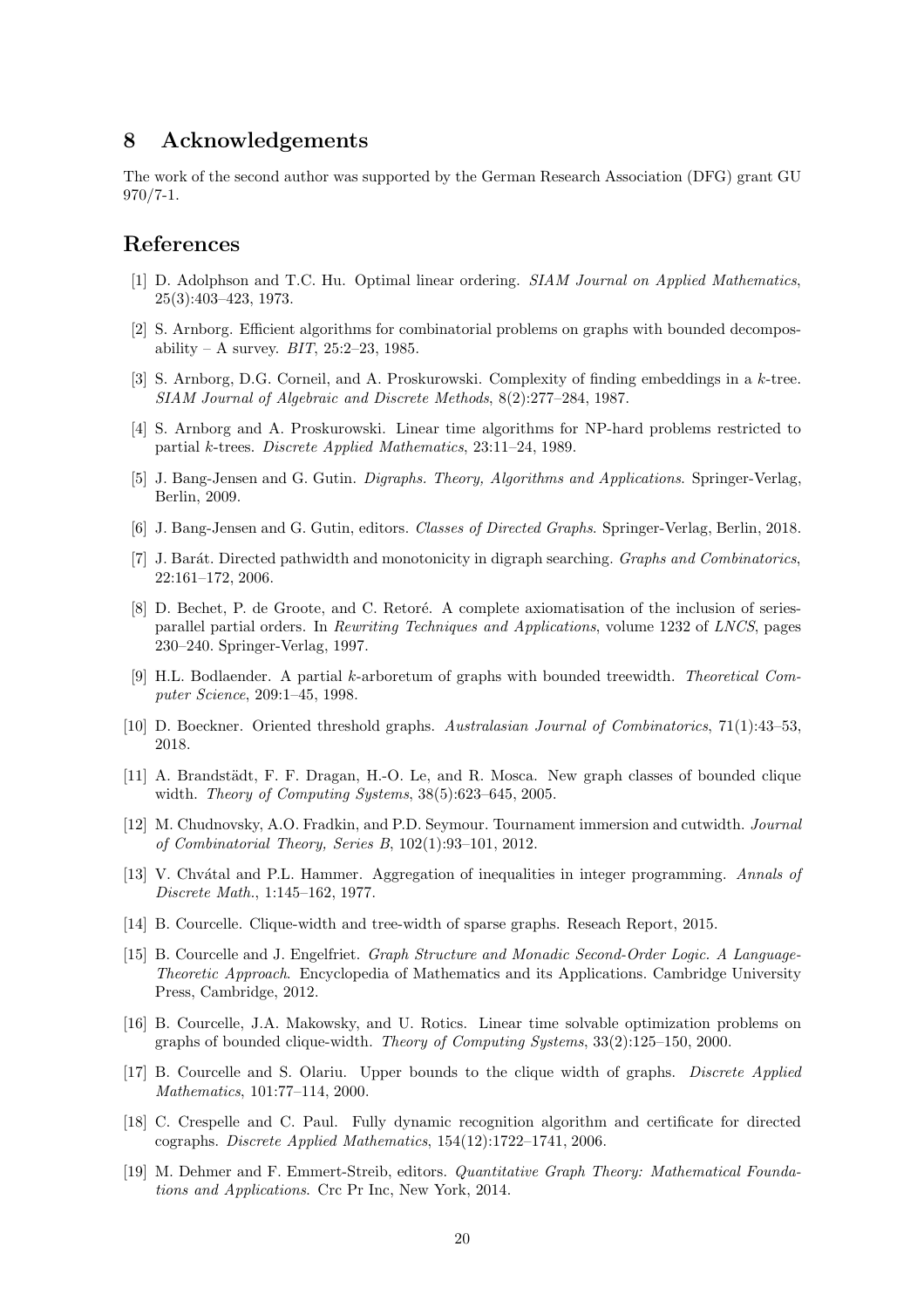## 8 Acknowledgements

The work of the second author was supported by the German Research Association (DFG) grant GU 970/7-1.

## References

[1] D. Adolphson and T.C. Hu. Optimal linear ordering. *SIAM Journal on Applied Mathematics*, 25(3):403–423, 1973.

[2] S. Arnborg. Efficient algorithms for combinatorial problems on graphs with bounded decomposability – A survey. *BIT*, 25:2–23, 1985.

[3] S. Arnborg, D.G. Corneil, and A. Proskurowski. Complexity of finding embeddings in a $k$-tree. *SIAM Journal of Algebraic and Discrete Methods*, 8(2):277–284, 1987.

[4] S. Arnborg and A. Proskurowski. Linear time algorithms for NP-hard problems restricted to partial $k$-trees. *Discrete Applied Mathematics*, 23:11–24, 1989.

[5] J. Bang-Jensen and G. Gutin. *Digraphs. Theory, Algorithms and Applications*. Springer-Verlag, Berlin, 2009.

[6] J. Bang-Jensen and G. Gutin, editors. *Classes of Directed Graphs*. Springer-Verlag, Berlin, 2018.

[7] J. Barát. Directed pathwidth and monotonicity in digraph searching. *Graphs and Combinatorics*, 22:161–172, 2006.

[8] D. Bechet, P. de Groote, and C. Retoré. A complete axiomatisation of the inclusion of series-parallel partial orders. In *Rewriting Techniques and Applications*, volume 1232 of *LNCS*, pages 230–240. Springer-Verlag, 1997.

[9] H.L. Bodlaender. A partial $k$-arboretum of graphs with bounded treewidth. *Theoretical Computer Science*, 209:1–45, 1998.

[10] D. Boeckner. Oriented threshold graphs. *Australasian Journal of Combinatorics*, 71(1):43–53, 2018.

[11] A. Brandstädt, F. F. Dragan, H.-O. Le, and R. Mosca. New graph classes of bounded clique width. *Theory of Computing Systems*, 38(5):623–645, 2005.

[12] M. Chudnovsky, A.O. Fradkin, and P.D. Seymour. Tournament immersion and cutwidth. *Journal of Combinatorial Theory, Series B*, 102(1):93–101, 2012.

[13] V. Chvátal and P.L. Hammer. Aggregation of inequalities in integer programming. *Annals of Discrete Math.*, 1:145–162, 1977.

[14] B. Courcelle. Clique-width and tree-width of sparse graphs. Reseach Report, 2015.

[15] B. Courcelle and J. Engelfriet. *Graph Structure and Monadic Second-Order Logic. A Language-Theoretic Approach*. Encyclopedia of Mathematics and its Applications. Cambridge University Press, Cambridge, 2012.

[16] B. Courcelle, J.A. Makowsky, and U. Rotics. Linear time solvable optimization problems on graphs of bounded clique-width. *Theory of Computing Systems*, 33(2):125–150, 2000.

[17] B. Courcelle and S. Olariu. Upper bounds to the clique width of graphs. *Discrete Applied Mathematics*, 101:77–114, 2000.

[18] C. Crespelle and C. Paul. Fully dynamic recognition algorithm and certificate for directed cographs. *Discrete Applied Mathematics*, 154(12):1722–1741, 2006.

[19] M. Dehmer and F. Emmert-Streib, editors. *Quantitative Graph Theory: Mathematical Foundations and Applications*. Crc Pr Inc, New York, 2014.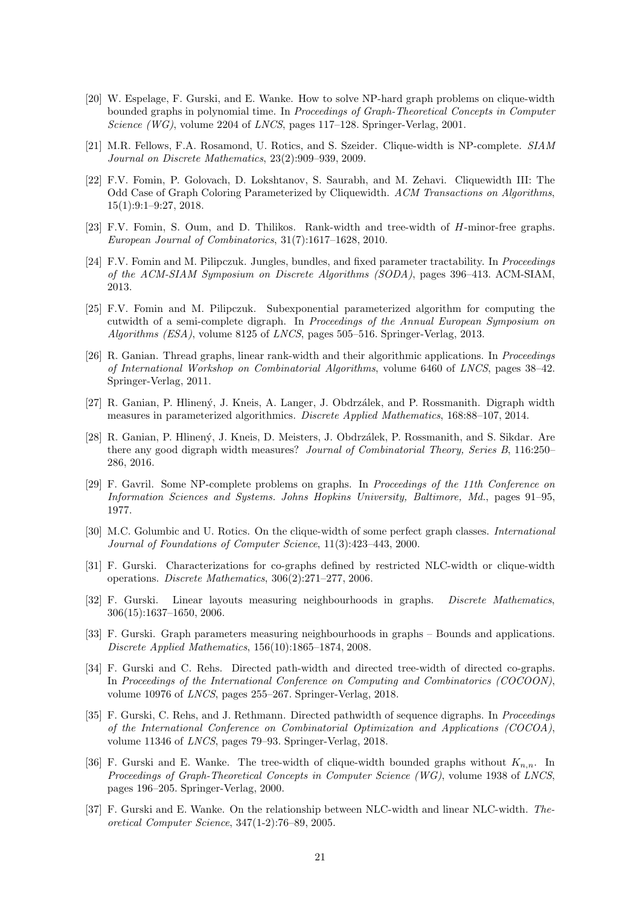[20] W. Espelage, F. Gurski, and E. Wanke. How to solve NP-hard graph problems on clique-width bounded graphs in polynomial time. In *Proceedings of Graph-Theoretical Concepts in Computer Science (WG)*, volume 2204 of *LNCS*, pages 117–128. Springer-Verlag, 2001.

[21] M.R. Fellows, F.A. Rosamond, U. Rotics, and S. Szeider. Clique-width is NP-complete. *SIAM Journal on Discrete Mathematics*, 23(2):909–939, 2009.

[22] F.V. Fomin, P. Golovach, D. Lokshtanov, S. Saurabh, and M. Zehavi. Cliquewidth III: The Odd Case of Graph Coloring Parameterized by Cliquewidth. *ACM Transactions on Algorithms*, 15(1):9:1–9:27, 2018.

[23] F.V. Fomin, S. Oum, and D. Thilikos. Rank-width and tree-width of $H$-minor-free graphs. *European Journal of Combinatorics*, 31(7):1617–1628, 2010.

[24] F.V. Fomin and M. Pilipczuk. Jungles, bundles, and fixed parameter tractability. In *Proceedings of the ACM-SIAM Symposium on Discrete Algorithms (SODA)*, pages 396–413. ACM-SIAM, 2013.

[25] F.V. Fomin and M. Pilipczuk. Subexponential parameterized algorithm for computing the cutwidth of a semi-complete digraph. In *Proceedings of the Annual European Symposium on Algorithms (ESA)*, volume 8125 of *LNCS*, pages 505–516. Springer-Verlag, 2013.

[26] R. Ganian. Thread graphs, linear rank-width and their algorithmic applications. In *Proceedings of International Workshop on Combinatorial Algorithms*, volume 6460 of *LNCS*, pages 38–42. Springer-Verlag, 2011.

[27] R. Ganian, P. Hlinený, J. Kneis, A. Langer, J. Obdrzálek, and P. Rossmanith. Digraph width measures in parameterized algorithmics. *Discrete Applied Mathematics*, 168:88–107, 2014.

[28] R. Ganian, P. Hlinený, J. Kneis, D. Meisters, J. Obdrzálek, P. Rossmanith, and S. Sikdar. Are there any good digraph width measures? *Journal of Combinatorial Theory, Series B*, 116:250–286, 2016.

[29] F. Gavril. Some NP-complete problems on graphs. In *Proceedings of the 11th Conference on Information Sciences and Systems. Johns Hopkins University, Baltimore, Md.*, pages 91–95, 1977.

[30] M.C. Golumbic and U. Rotics. On the clique-width of some perfect graph classes. *International Journal of Foundations of Computer Science*, 11(3):423–443, 2000.

[31] F. Gurski. Characterizations for co-graphs defined by restricted NLC-width or clique-width operations. *Discrete Mathematics*, 306(2):271–277, 2006.

[32] F. Gurski. Linear layouts measuring neighbourhoods in graphs. *Discrete Mathematics*, 306(15):1637–1650, 2006.

[33] F. Gurski. Graph parameters measuring neighbourhoods in graphs – Bounds and applications. *Discrete Applied Mathematics*, 156(10):1865–1874, 2008.

[34] F. Gurski and C. Rehs. Directed path-width and directed tree-width of directed co-graphs. In *Proceedings of the International Conference on Computing and Combinatorics (COCOON)*, volume 10976 of *LNCS*, pages 255–267. Springer-Verlag, 2018.

[35] F. Gurski, C. Rehs, and J. Rethmann. Directed pathwidth of sequence digraphs. In *Proceedings of the International Conference on Combinatorial Optimization and Applications (COCOA)*, volume 11346 of *LNCS*, pages 79–93. Springer-Verlag, 2018.

[36] F. Gurski and E. Wanke. The tree-width of clique-width bounded graphs without $K_{n,n}$. In *Proceedings of Graph-Theoretical Concepts in Computer Science (WG)*, volume 1938 of *LNCS*, pages 196–205. Springer-Verlag, 2000.

[37] F. Gurski and E. Wanke. On the relationship between NLC-width and linear NLC-width. *Theoretical Computer Science*, 347(1-2):76–89, 2005.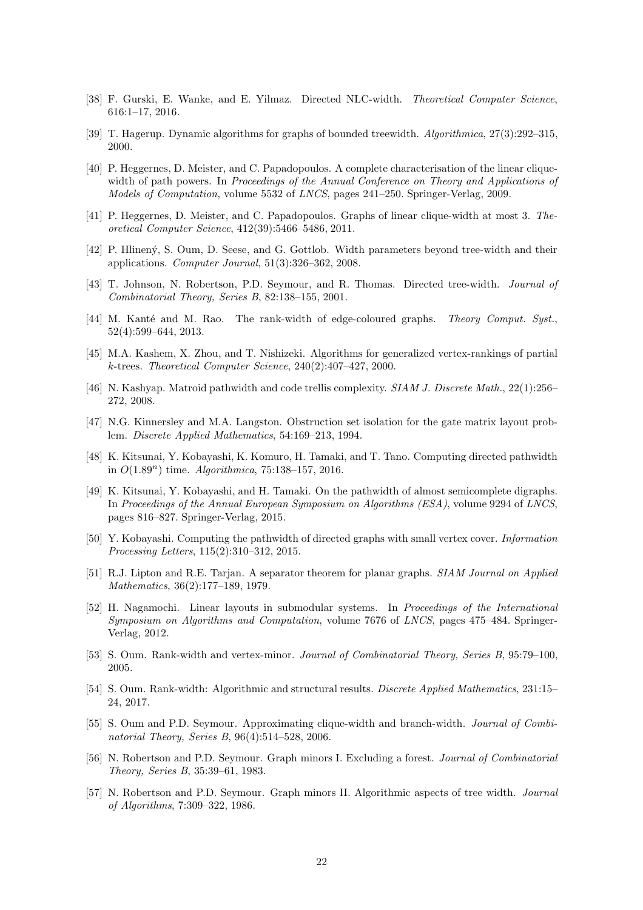[38] F. Gurski, E. Wanke, and E. Yilmaz. Directed NLC-width. *Theoretical Computer Science*, 616:1–17, 2016.

[39] T. Hagerup. Dynamic algorithms for graphs of bounded treewidth. *Algorithmica*, 27(3):292–315, 2000.

[40] P. Heggernes, D. Meister, and C. Papadopoulos. A complete characterisation of the linear clique-width of path powers. In *Proceedings of the Annual Conference on Theory and Applications of Models of Computation*, volume 5532 of *LNCS*, pages 241–250. Springer-Verlag, 2009.

[41] P. Heggernes, D. Meister, and C. Papadopoulos. Graphs of linear clique-width at most 3. *Theoretical Computer Science*, 412(39):5466–5486, 2011.

[42] P. Hliněný, S. Oum, D. Seese, and G. Gottlob. Width parameters beyond tree-width and their applications. *Computer Journal*, 51(3):326–362, 2008.

[43] T. Johnson, N. Robertson, P.D. Seymour, and R. Thomas. Directed tree-width. *Journal of Combinatorial Theory, Series B*, 82:138–155, 2001.

[44] M. Kanté and M. Rao. The rank-width of edge-coloured graphs. *Theory Comput. Syst.*, 52(4):599–644, 2013.

[45] M.A. Kashem, X. Zhou, and T. Nishizeki. Algorithms for generalized vertex-rankings of partial $k$-trees. *Theoretical Computer Science*, 240(2):407–427, 2000.

[46] N. Kashyap. Matroid pathwidth and code trellis complexity. *SIAM J. Discrete Math.*, 22(1):256–272, 2008.

[47] N.G. Kinnersley and M.A. Langston. Obstruction set isolation for the gate matrix layout problem. *Discrete Applied Mathematics*, 54:169–213, 1994.

[48] K. Kitsunai, Y. Kobayashi, K. Komuro, H. Tamaki, and T. Tano. Computing directed pathwidth in $O(1.89^n)$ time. *Algorithmica*, 75:138–157, 2016.

[49] K. Kitsunai, Y. Kobayashi, and H. Tamaki. On the pathwidth of almost semicomplete digraphs. In *Proceedings of the Annual European Symposium on Algorithms (ESA)*, volume 9294 of *LNCS*, pages 816–827. Springer-Verlag, 2015.

[50] Y. Kobayashi. Computing the pathwidth of directed graphs with small vertex cover. *Information Processing Letters*, 115(2):310–312, 2015.

[51] R.J. Lipton and R.E. Tarjan. A separator theorem for planar graphs. *SIAM Journal on Applied Mathematics*, 36(2):177–189, 1979.

[52] H. Nagamochi. Linear layouts in submodular systems. In *Proceedings of the International Symposium on Algorithms and Computation*, volume 7676 of *LNCS*, pages 475–484. Springer-Verlag, 2012.

[53] S. Oum. Rank-width and vertex-minor. *Journal of Combinatorial Theory, Series B*, 95:79–100, 2005.

[54] S. Oum. Rank-width: Algorithmic and structural results. *Discrete Applied Mathematics*, 231:15–24, 2017.

[55] S. Oum and P.D. Seymour. Approximating clique-width and branch-width. *Journal of Combinatorial Theory, Series B*, 96(4):514–528, 2006.

[56] N. Robertson and P.D. Seymour. Graph minors I. Excluding a forest. *Journal of Combinatorial Theory, Series B*, 35:39–61, 1983.

[57] N. Robertson and P.D. Seymour. Graph minors II. Algorithmic aspects of tree width. *Journal of Algorithms*, 7:309–322, 1986.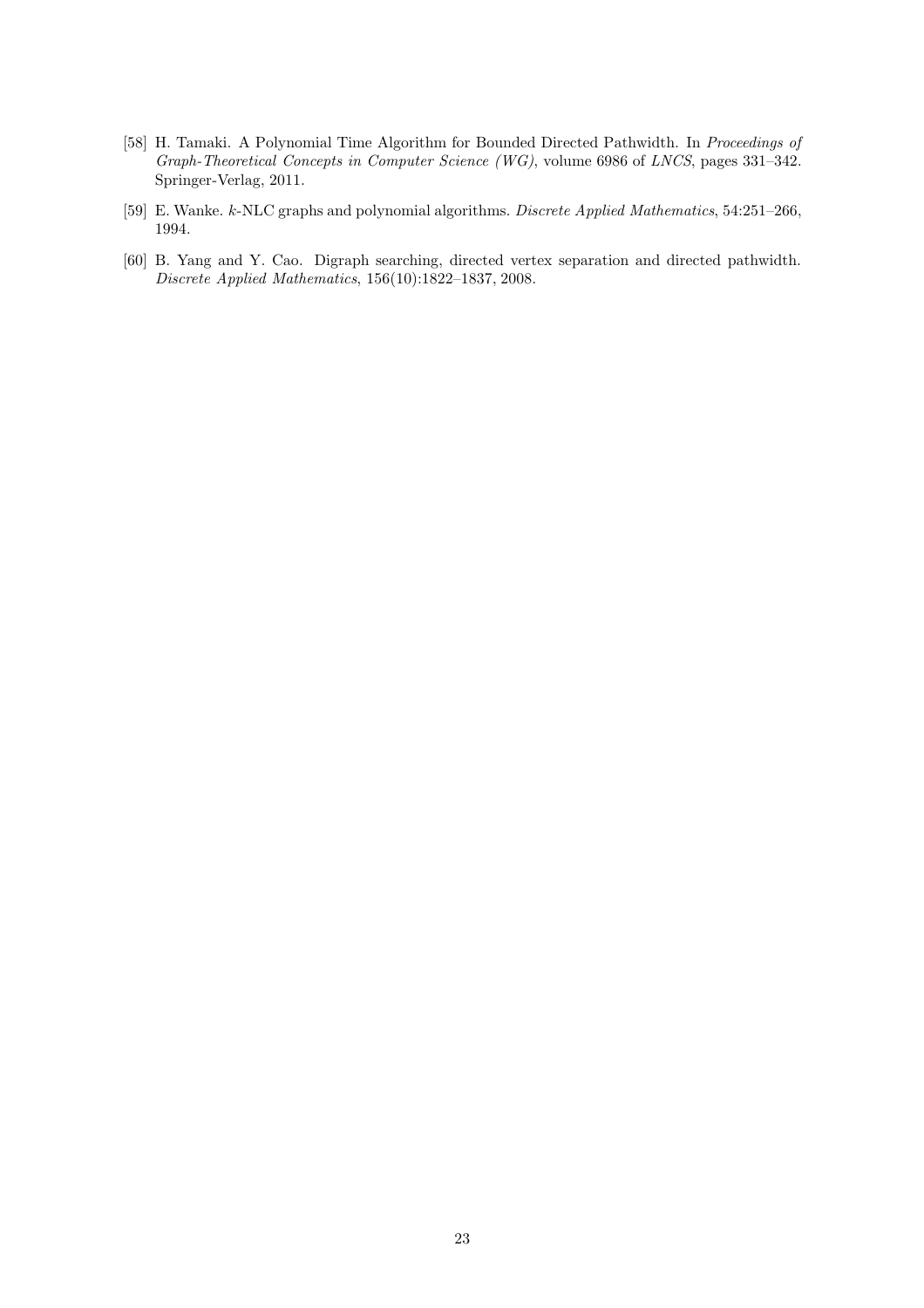[58] H. Tamaki. A Polynomial Time Algorithm for Bounded Directed Pathwidth. In *Proceedings of Graph-Theoretical Concepts in Computer Science (WG)*, volume 6986 of *LNCS*, pages 331–342. Springer-Verlag, 2011.

[59] E. Wanke. $k$-NLC graphs and polynomial algorithms. *Discrete Applied Mathematics*, 54:251–266, 1994.

[60] B. Yang and Y. Cao. Digraph searching, directed vertex separation and directed pathwidth. *Discrete Applied Mathematics*, 156(10):1822–1837, 2008.